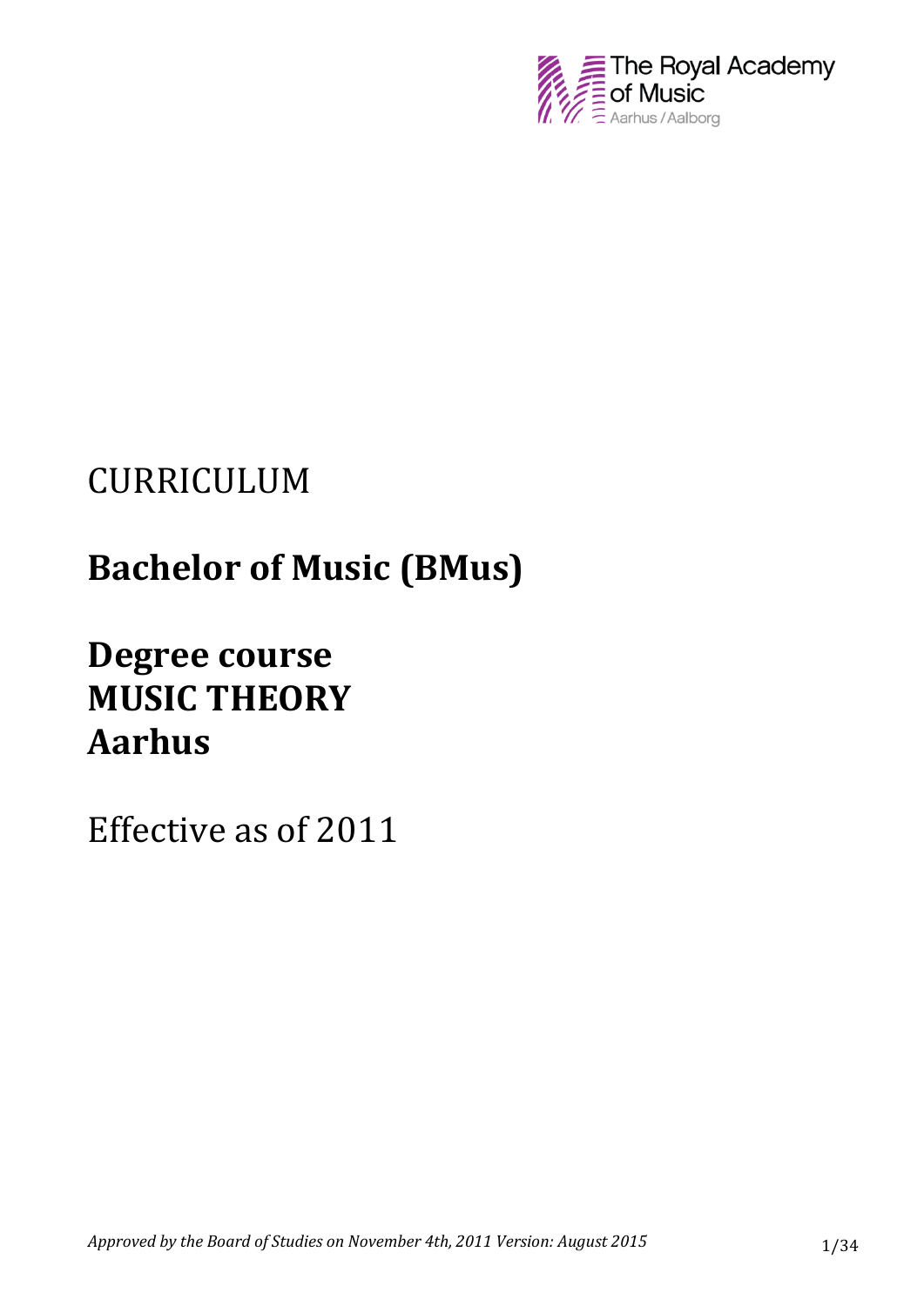The Royal Academy of Music
Aarhus / Aalborg

CURRICULUM

# Bachelor of Music (BMus)

# Degree course MUSIC THEORY Aarhus

Effective as of 2011

*Approved by the Board of Studies on November 4th, 2011 Version: August 2015*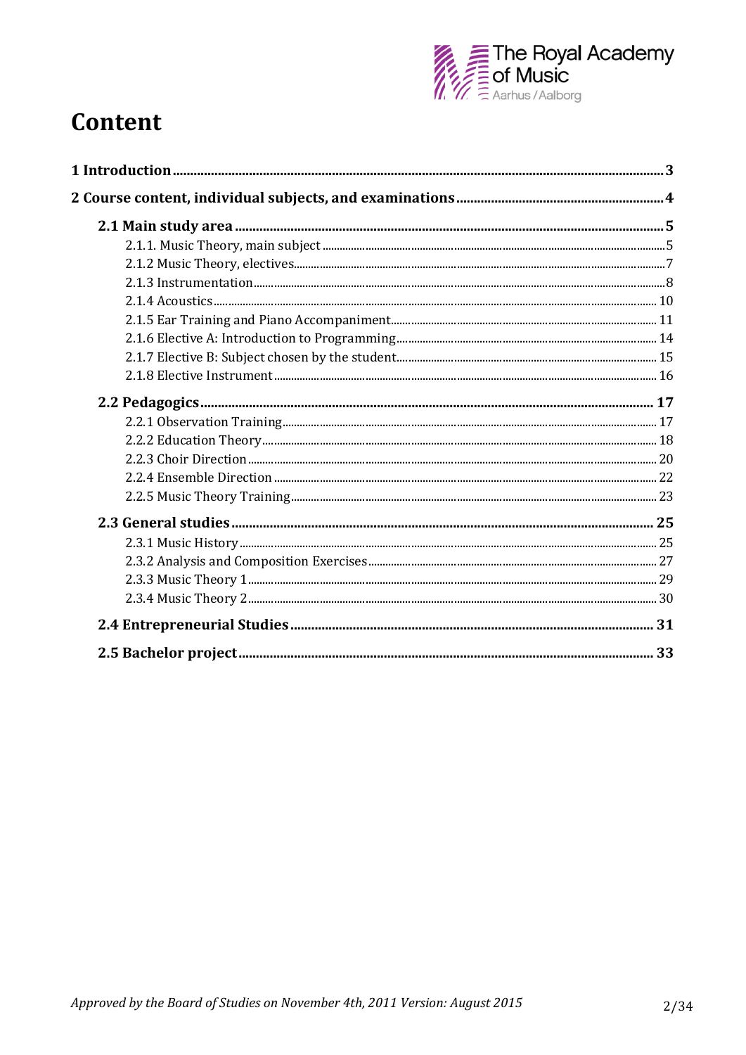# Content

**1 Introduction** ... 3

**2 Course content, individual subjects, and examinations** ... 4

**2.1 Main study area** ... 5

- 2.1.1. Music Theory, main subject ... 5
- 2.1.2 Music Theory, electives ... 7
- 2.1.3 Instrumentation ... 8
- 2.1.4 Acoustics ... 10
- 2.1.5 Ear Training and Piano Accompaniment ... 11
- 2.1.6 Elective A: Introduction to Programming ... 14
- 2.1.7 Elective B: Subject chosen by the student ... 15
- 2.1.8 Elective Instrument ... 16

**2.2 Pedagogics** ... 17

- 2.2.1 Observation Training ... 17
- 2.2.2 Education Theory ... 18
- 2.2.3 Choir Direction ... 20
- 2.2.4 Ensemble Direction ... 22
- 2.2.5 Music Theory Training ... 23

**2.3 General studies** ... 25

- 2.3.1 Music History ... 25
- 2.3.2 Analysis and Composition Exercises ... 27
- 2.3.3 Music Theory 1 ... 29
- 2.3.4 Music Theory 2 ... 30

**2.4 Entrepreneurial Studies** ... 31

**2.5 Bachelor project** ... 33

*Approved by the Board of Studies on November 4th, 2011 Version: August 2015*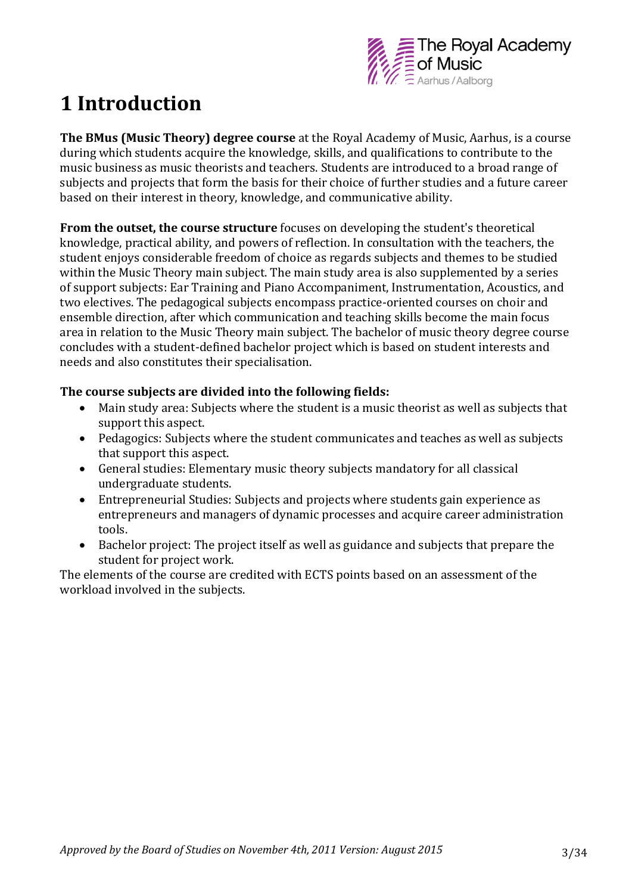# 1 Introduction

**The BMus (Music Theory) degree course** at the Royal Academy of Music, Aarhus, is a course during which students acquire the knowledge, skills, and qualifications to contribute to the music business as music theorists and teachers. Students are introduced to a broad range of subjects and projects that form the basis for their choice of further studies and a future career based on their interest in theory, knowledge, and communicative ability.

**From the outset, the course structure** focuses on developing the student's theoretical knowledge, practical ability, and powers of reflection. In consultation with the teachers, the student enjoys considerable freedom of choice as regards subjects and themes to be studied within the Music Theory main subject. The main study area is also supplemented by a series of support subjects: Ear Training and Piano Accompaniment, Instrumentation, Acoustics, and two electives. The pedagogical subjects encompass practice-oriented courses on choir and ensemble direction, after which communication and teaching skills become the main focus area in relation to the Music Theory main subject. The bachelor of music theory degree course concludes with a student-defined bachelor project which is based on student interests and needs and also constitutes their specialisation.

**The course subjects are divided into the following fields:**

- Main study area: Subjects where the student is a music theorist as well as subjects that support this aspect.
- Pedagogics: Subjects where the student communicates and teaches as well as subjects that support this aspect.
- General studies: Elementary music theory subjects mandatory for all classical undergraduate students.
- Entrepreneurial Studies: Subjects and projects where students gain experience as entrepreneurs and managers of dynamic processes and acquire career administration tools.
- Bachelor project: The project itself as well as guidance and subjects that prepare the student for project work.

The elements of the course are credited with ECTS points based on an assessment of the workload involved in the subjects.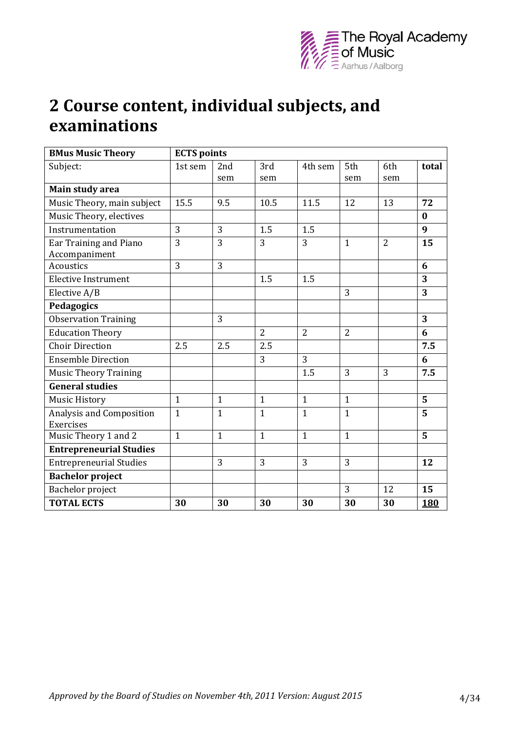# 2 Course content, individual subjects, and examinations

| **BMus Music Theory** | **ECTS points** | | | | | | |
|---|---|---|---|---|---|---|---|
| Subject: | 1st sem | 2nd sem | 3rd sem | 4th sem | 5th sem | 6th sem | **total** |
| **Main study area** | | | | | | | |
| Music Theory, main subject | 15.5 | 9.5 | 10.5 | 11.5 | 12 | 13 | **72** |
| Music Theory, electives | | | | | | | **0** |
| Instrumentation | 3 | 3 | 1.5 | 1.5 | | | **9** |
| Ear Training and Piano Accompaniment | 3 | 3 | 3 | 3 | 1 | 2 | **15** |
| Acoustics | 3 | 3 | | | | | **6** |
| Elective Instrument | | | 1.5 | 1.5 | | | **3** |
| Elective A/B | | | | | 3 | | **3** |
| **Pedagogics** | | | | | | | |
| Observation Training | | 3 | | | | | **3** |
| Education Theory | | | 2 | 2 | 2 | | **6** |
| Choir Direction | 2.5 | 2.5 | 2.5 | | | | **7.5** |
| Ensemble Direction | | | 3 | 3 | | | **6** |
| Music Theory Training | | | | 1.5 | 3 | 3 | **7.5** |
| **General studies** | | | | | | | |
| Music History | 1 | 1 | 1 | 1 | 1 | | **5** |
| Analysis and Composition Exercises | 1 | 1 | 1 | 1 | 1 | | **5** |
| Music Theory 1 and 2 | 1 | 1 | 1 | 1 | 1 | | **5** |
| **Entrepreneurial Studies** | | | | | | | |
| Entrepreneurial Studies | | 3 | 3 | 3 | 3 | | **12** |
| **Bachelor project** | | | | | | | |
| Bachelor project | | | | | 3 | 12 | **15** |
| **TOTAL ECTS** | **30** | **30** | **30** | **30** | **30** | **30** | **180** |

*Approved by the Board of Studies on November 4th, 2011 Version: August 2015*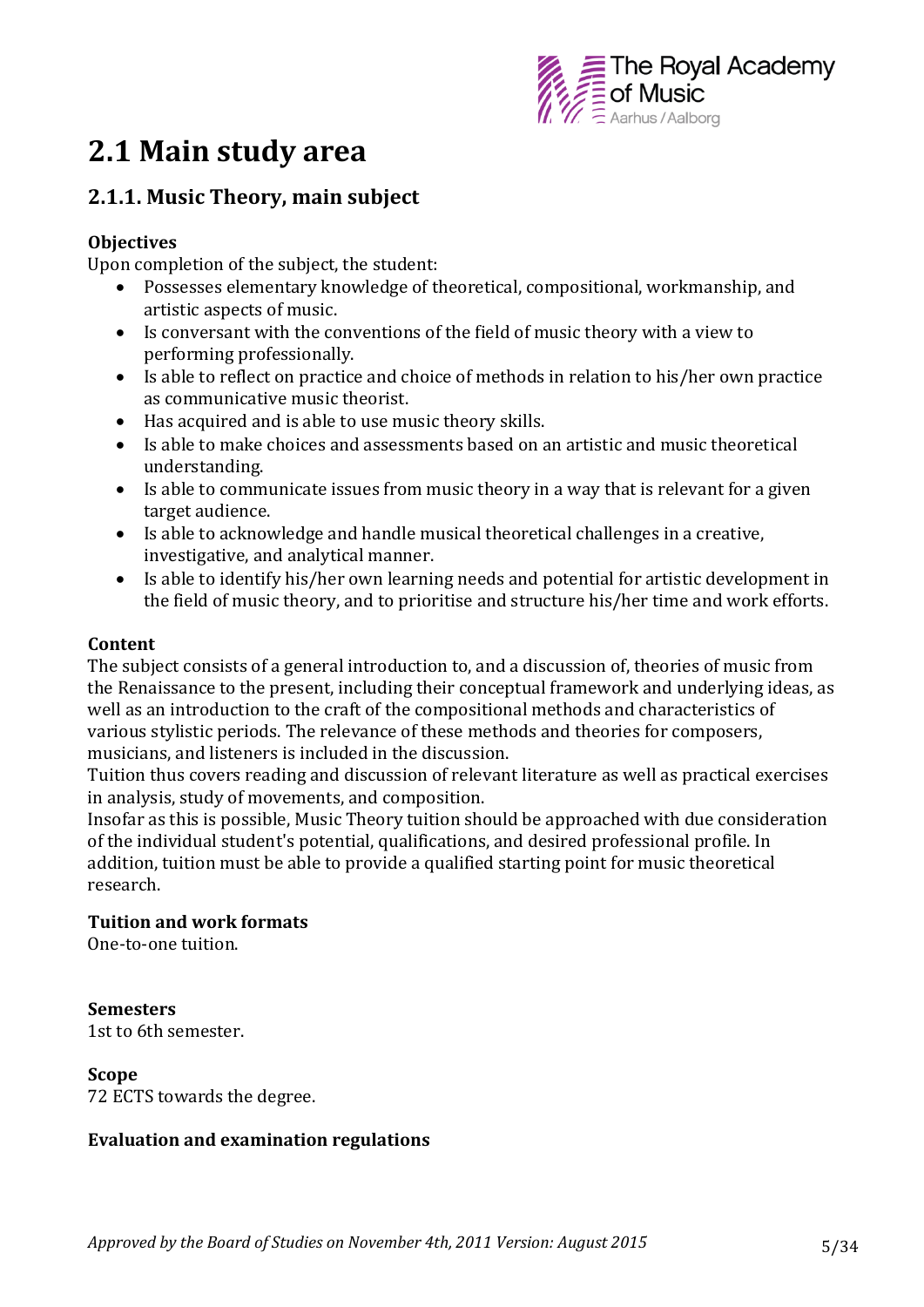# 2.1 Main study area

## 2.1.1. Music Theory, main subject

**Objectives**

Upon completion of the subject, the student:

- Possesses elementary knowledge of theoretical, compositional, workmanship, and artistic aspects of music.
- Is conversant with the conventions of the field of music theory with a view to performing professionally.
- Is able to reflect on practice and choice of methods in relation to his/her own practice as communicative music theorist.
- Has acquired and is able to use music theory skills.
- Is able to make choices and assessments based on an artistic and music theoretical understanding.
- Is able to communicate issues from music theory in a way that is relevant for a given target audience.
- Is able to acknowledge and handle musical theoretical challenges in a creative, investigative, and analytical manner.
- Is able to identify his/her own learning needs and potential for artistic development in the field of music theory, and to prioritise and structure his/her time and work efforts.

**Content**

The subject consists of a general introduction to, and a discussion of, theories of music from the Renaissance to the present, including their conceptual framework and underlying ideas, as well as an introduction to the craft of the compositional methods and characteristics of various stylistic periods. The relevance of these methods and theories for composers, musicians, and listeners is included in the discussion.

Tuition thus covers reading and discussion of relevant literature as well as practical exercises in analysis, study of movements, and composition.

Insofar as this is possible, Music Theory tuition should be approached with due consideration of the individual student's potential, qualifications, and desired professional profile. In addition, tuition must be able to provide a qualified starting point for music theoretical research.

**Tuition and work formats**

One-to-one tuition.

**Semesters**

1st to 6th semester.

**Scope**

72 ECTS towards the degree.

**Evaluation and examination regulations**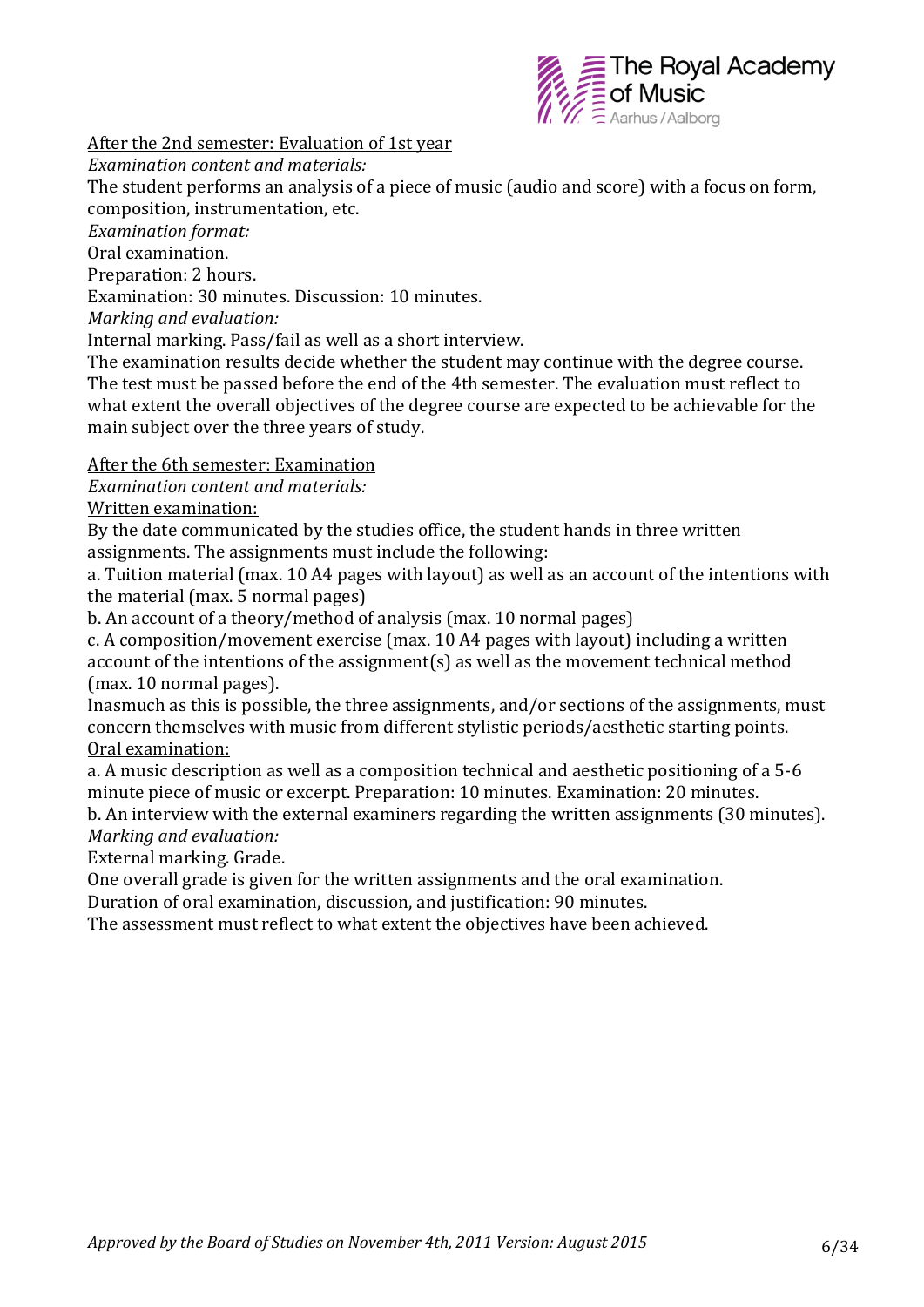After the 2nd semester: Evaluation of 1st year

*Examination content and materials:*

The student performs an analysis of a piece of music (audio and score) with a focus on form, composition, instrumentation, etc.

*Examination format:*

Oral examination.

Preparation: 2 hours.

Examination: 30 minutes. Discussion: 10 minutes.

*Marking and evaluation:*

Internal marking. Pass/fail as well as a short interview.

The examination results decide whether the student may continue with the degree course. The test must be passed before the end of the 4th semester. The evaluation must reflect to what extent the overall objectives of the degree course are expected to be achievable for the main subject over the three years of study.

After the 6th semester: Examination

*Examination content and materials:*

Written examination:

By the date communicated by the studies office, the student hands in three written assignments. The assignments must include the following:

a. Tuition material (max. 10 A4 pages with layout) as well as an account of the intentions with the material (max. 5 normal pages)

b. An account of a theory/method of analysis (max. 10 normal pages)

c. A composition/movement exercise (max. 10 A4 pages with layout) including a written account of the intentions of the assignment(s) as well as the movement technical method (max. 10 normal pages).

Inasmuch as this is possible, the three assignments, and/or sections of the assignments, must concern themselves with music from different stylistic periods/aesthetic starting points.

Oral examination:

a. A music description as well as a composition technical and aesthetic positioning of a 5-6 minute piece of music or excerpt. Preparation: 10 minutes. Examination: 20 minutes.

b. An interview with the external examiners regarding the written assignments (30 minutes).

*Marking and evaluation:*

External marking. Grade.

One overall grade is given for the written assignments and the oral examination.

Duration of oral examination, discussion, and justification: 90 minutes.

The assessment must reflect to what extent the objectives have been achieved.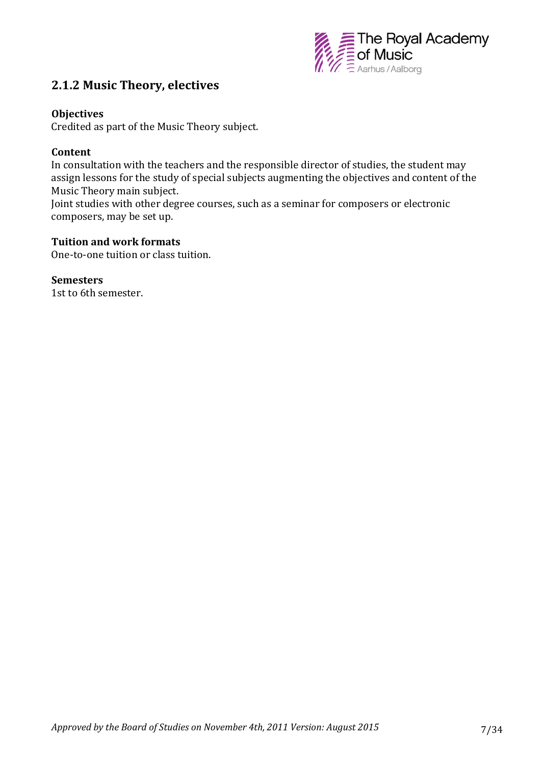## 2.1.2 Music Theory, electives

**Objectives**
Credited as part of the Music Theory subject.

**Content**
In consultation with the teachers and the responsible director of studies, the student may assign lessons for the study of special subjects augmenting the objectives and content of the Music Theory main subject.
Joint studies with other degree courses, such as a seminar for composers or electronic composers, may be set up.

**Tuition and work formats**
One-to-one tuition or class tuition.

**Semesters**
1st to 6th semester.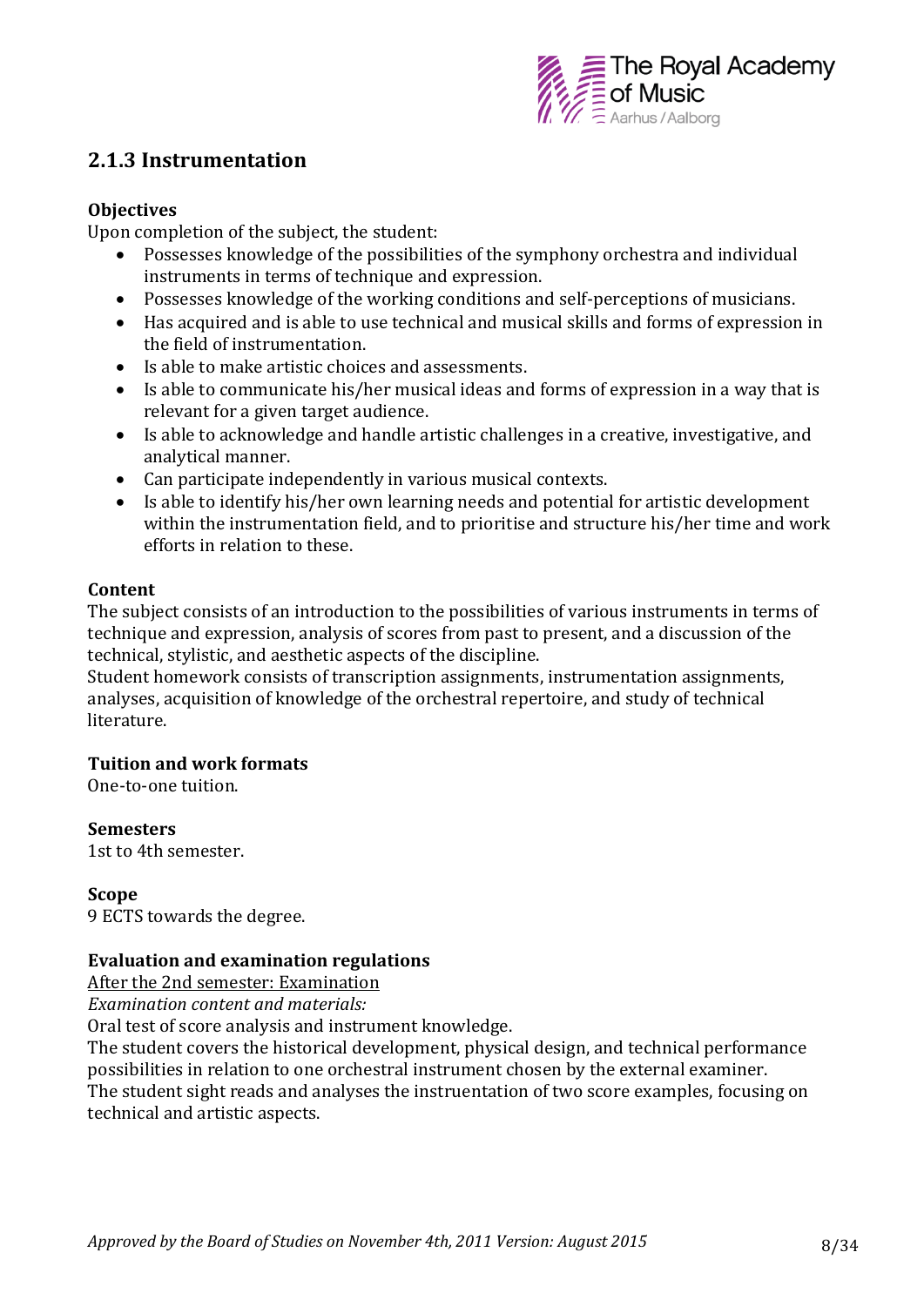## 2.1.3 Instrumentation

**Objectives**

Upon completion of the subject, the student:

- Possesses knowledge of the possibilities of the symphony orchestra and individual instruments in terms of technique and expression.
- Possesses knowledge of the working conditions and self-perceptions of musicians.
- Has acquired and is able to use technical and musical skills and forms of expression in the field of instrumentation.
- Is able to make artistic choices and assessments.
- Is able to communicate his/her musical ideas and forms of expression in a way that is relevant for a given target audience.
- Is able to acknowledge and handle artistic challenges in a creative, investigative, and analytical manner.
- Can participate independently in various musical contexts.
- Is able to identify his/her own learning needs and potential for artistic development within the instrumentation field, and to prioritise and structure his/her time and work efforts in relation to these.

**Content**

The subject consists of an introduction to the possibilities of various instruments in terms of technique and expression, analysis of scores from past to present, and a discussion of the technical, stylistic, and aesthetic aspects of the discipline.
Student homework consists of transcription assignments, instrumentation assignments, analyses, acquisition of knowledge of the orchestral repertoire, and study of technical literature.

**Tuition and work formats**

One-to-one tuition.

**Semesters**

1st to 4th semester.

**Scope**

9 ECTS towards the degree.

**Evaluation and examination regulations**

After the 2nd semester: Examination

*Examination content and materials:*

Oral test of score analysis and instrument knowledge.
The student covers the historical development, physical design, and technical performance possibilities in relation to one orchestral instrument chosen by the external examiner.
The student sight reads and analyses the instruentation of two score examples, focusing on technical and artistic aspects.

*Approved by the Board of Studies on November 4th, 2011 Version: August 2015*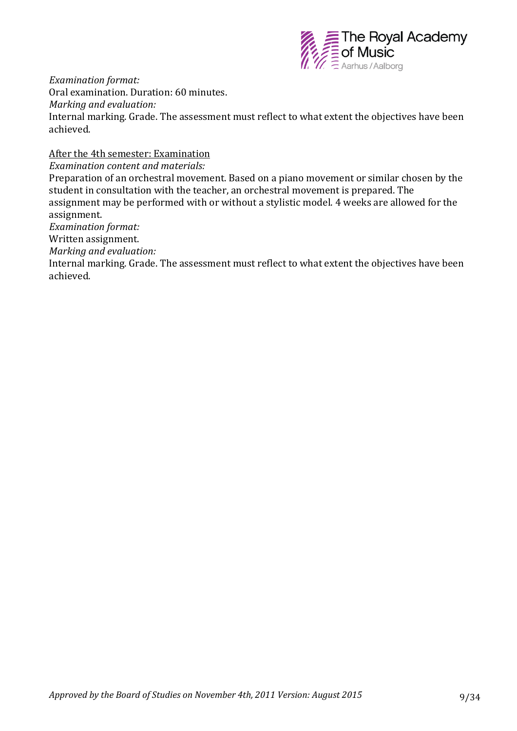*Examination format:*
Oral examination. Duration: 60 minutes.
*Marking and evaluation:*
Internal marking. Grade. The assessment must reflect to what extent the objectives have been achieved.

<u>After the 4th semester: Examination</u>
*Examination content and materials:*
Preparation of an orchestral movement. Based on a piano movement or similar chosen by the student in consultation with the teacher, an orchestral movement is prepared. The assignment may be performed with or without a stylistic model. 4 weeks are allowed for the assignment.
*Examination format:*
Written assignment.
*Marking and evaluation:*
Internal marking. Grade. The assessment must reflect to what extent the objectives have been achieved.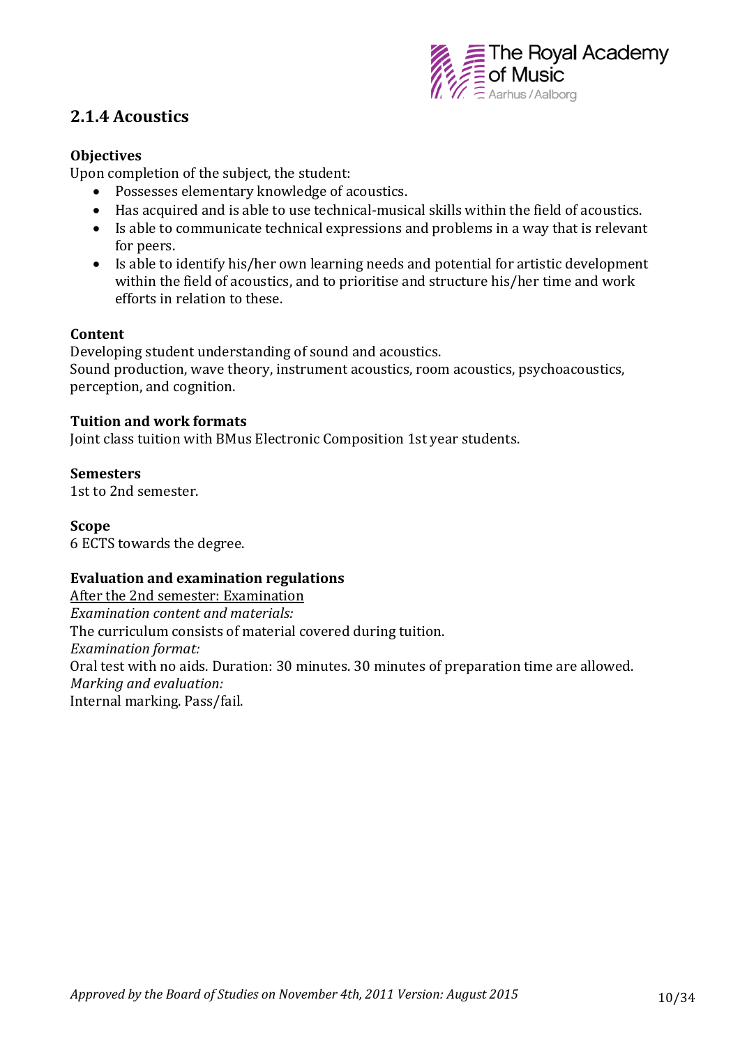## 2.1.4 Acoustics

**Objectives**

Upon completion of the subject, the student:

- Possesses elementary knowledge of acoustics.
- Has acquired and is able to use technical-musical skills within the field of acoustics.
- Is able to communicate technical expressions and problems in a way that is relevant for peers.
- Is able to identify his/her own learning needs and potential for artistic development within the field of acoustics, and to prioritise and structure his/her time and work efforts in relation to these.

**Content**

Developing student understanding of sound and acoustics.
Sound production, wave theory, instrument acoustics, room acoustics, psychoacoustics, perception, and cognition.

**Tuition and work formats**

Joint class tuition with BMus Electronic Composition 1st year students.

**Semesters**

1st to 2nd semester.

**Scope**

6 ECTS towards the degree.

**Evaluation and examination regulations**

<u>After the 2nd semester: Examination</u>
*Examination content and materials:*
The curriculum consists of material covered during tuition.
*Examination format:*
Oral test with no aids. Duration: 30 minutes. 30 minutes of preparation time are allowed.
*Marking and evaluation:*
Internal marking. Pass/fail.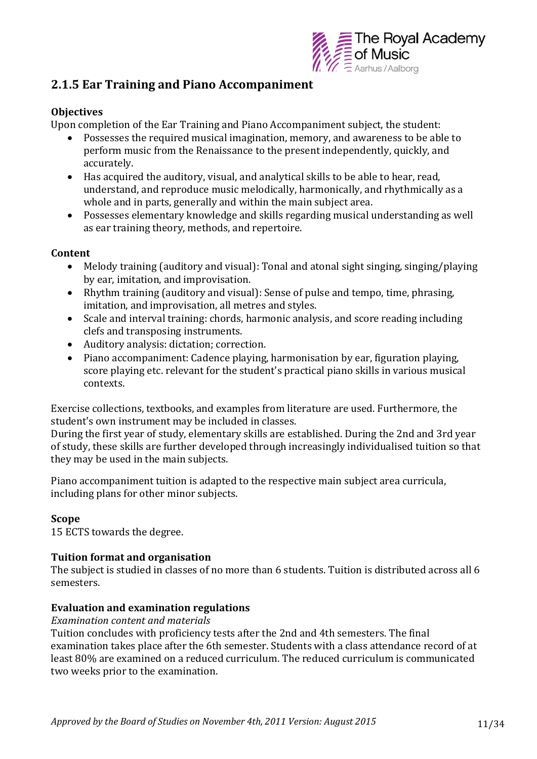## 2.1.5 Ear Training and Piano Accompaniment

**Objectives**

Upon completion of the Ear Training and Piano Accompaniment subject, the student:

- Possesses the required musical imagination, memory, and awareness to be able to perform music from the Renaissance to the present independently, quickly, and accurately.
- Has acquired the auditory, visual, and analytical skills to be able to hear, read, understand, and reproduce music melodically, harmonically, and rhythmically as a whole and in parts, generally and within the main subject area.
- Possesses elementary knowledge and skills regarding musical understanding as well as ear training theory, methods, and repertoire.

**Content**

- Melody training (auditory and visual): Tonal and atonal sight singing, singing/playing by ear, imitation, and improvisation.
- Rhythm training (auditory and visual): Sense of pulse and tempo, time, phrasing, imitation, and improvisation, all metres and styles.
- Scale and interval training: chords, harmonic analysis, and score reading including clefs and transposing instruments.
- Auditory analysis: dictation; correction.
- Piano accompaniment: Cadence playing, harmonisation by ear, figuration playing, score playing etc. relevant for the student's practical piano skills in various musical contexts.

Exercise collections, textbooks, and examples from literature are used. Furthermore, the student's own instrument may be included in classes.
During the first year of study, elementary skills are established. During the 2nd and 3rd year of study, these skills are further developed through increasingly individualised tuition so that they may be used in the main subjects.

Piano accompaniment tuition is adapted to the respective main subject area curricula, including plans for other minor subjects.

**Scope**

15 ECTS towards the degree.

**Tuition format and organisation**

The subject is studied in classes of no more than 6 students. Tuition is distributed across all 6 semesters.

**Evaluation and examination regulations**

*Examination content and materials*

Tuition concludes with proficiency tests after the 2nd and 4th semesters. The final examination takes place after the 6th semester. Students with a class attendance record of at least 80% are examined on a reduced curriculum. The reduced curriculum is communicated two weeks prior to the examination.

*Approved by the Board of Studies on November 4th, 2011 Version: August 2015*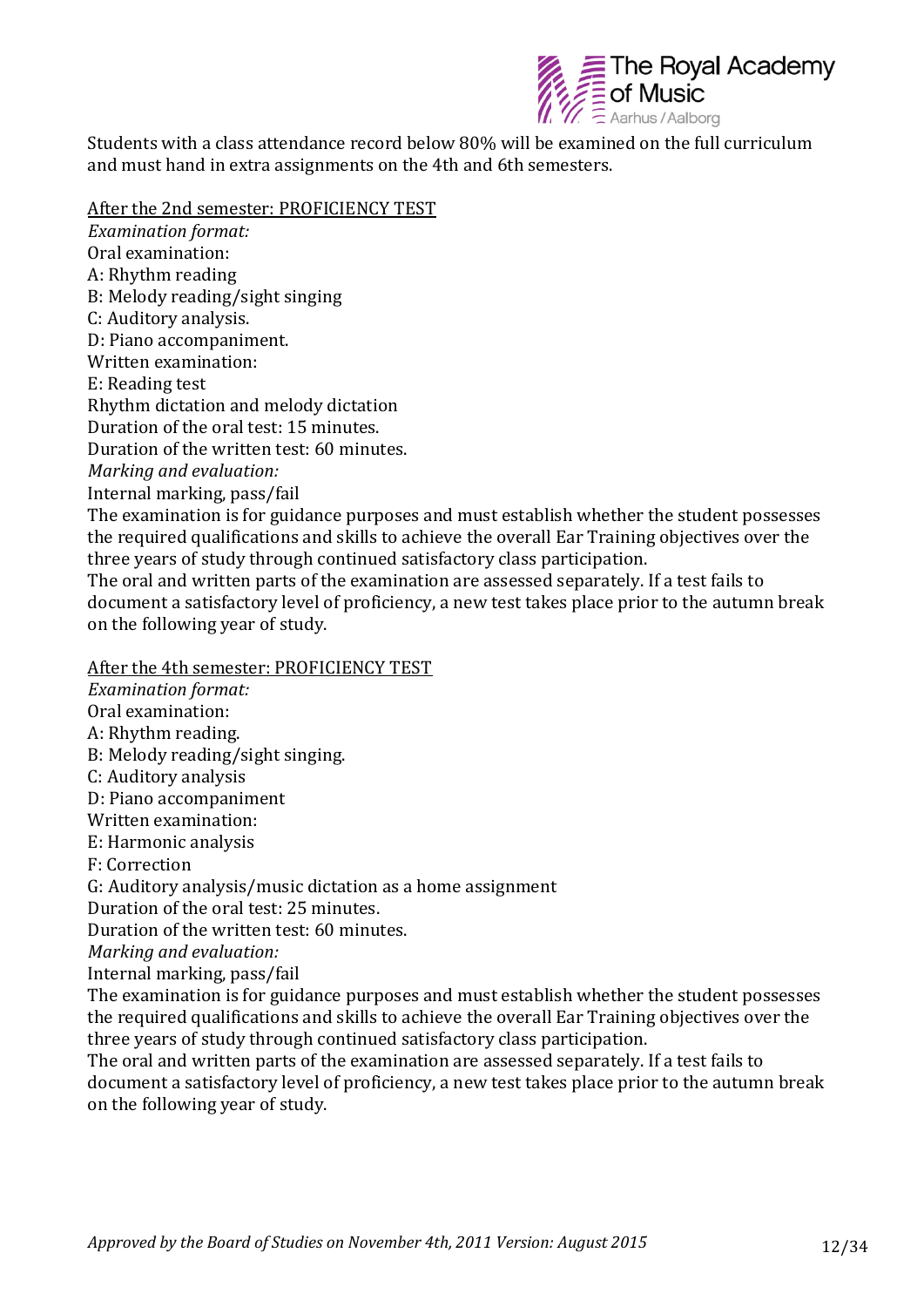Students with a class attendance record below 80% will be examined on the full curriculum and must hand in extra assignments on the 4th and 6th semesters.

After the 2nd semester: PROFICIENCY TEST

*Examination format:*

Oral examination:

A: Rhythm reading

B: Melody reading/sight singing

C: Auditory analysis.

D: Piano accompaniment.

Written examination:

E: Reading test

Rhythm dictation and melody dictation

Duration of the oral test: 15 minutes.

Duration of the written test: 60 minutes.

*Marking and evaluation:*

Internal marking, pass/fail

The examination is for guidance purposes and must establish whether the student possesses the required qualifications and skills to achieve the overall Ear Training objectives over the three years of study through continued satisfactory class participation.

The oral and written parts of the examination are assessed separately. If a test fails to document a satisfactory level of proficiency, a new test takes place prior to the autumn break on the following year of study.

After the 4th semester: PROFICIENCY TEST

*Examination format:*

Oral examination:

A: Rhythm reading.

B: Melody reading/sight singing.

C: Auditory analysis

D: Piano accompaniment

Written examination:

E: Harmonic analysis

F: Correction

G: Auditory analysis/music dictation as a home assignment

Duration of the oral test: 25 minutes.

Duration of the written test: 60 minutes.

*Marking and evaluation:*

Internal marking, pass/fail

The examination is for guidance purposes and must establish whether the student possesses the required qualifications and skills to achieve the overall Ear Training objectives over the three years of study through continued satisfactory class participation.

The oral and written parts of the examination are assessed separately. If a test fails to document a satisfactory level of proficiency, a new test takes place prior to the autumn break on the following year of study.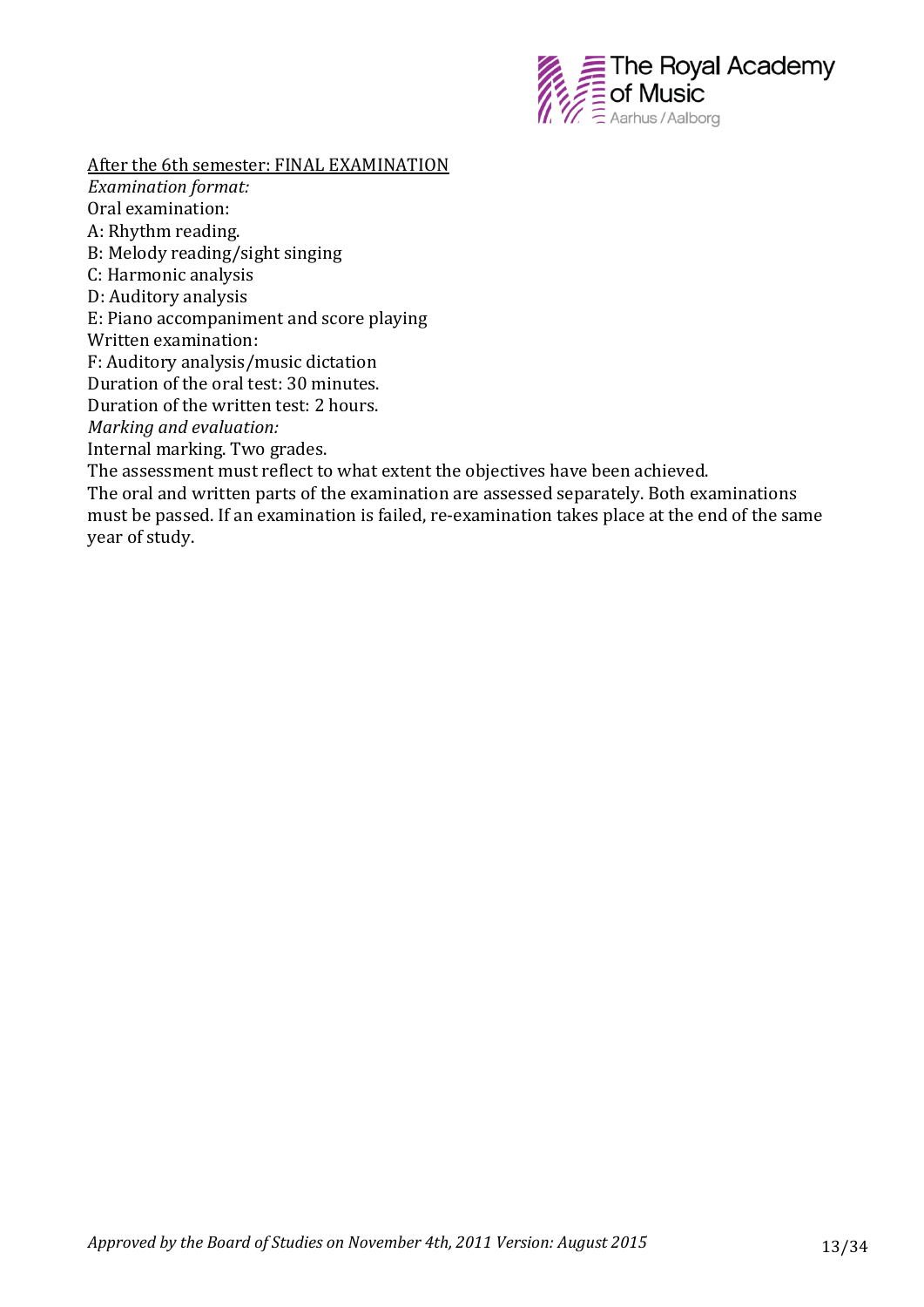<u>After the 6th semester: FINAL EXAMINATION</u>

*Examination format:*

Oral examination:

A: Rhythm reading.

B: Melody reading/sight singing

C: Harmonic analysis

D: Auditory analysis

E: Piano accompaniment and score playing

Written examination:

F: Auditory analysis/music dictation

Duration of the oral test: 30 minutes.

Duration of the written test: 2 hours.

*Marking and evaluation:*

Internal marking. Two grades.

The assessment must reflect to what extent the objectives have been achieved.

The oral and written parts of the examination are assessed separately. Both examinations must be passed. If an examination is failed, re-examination takes place at the end of the same year of study.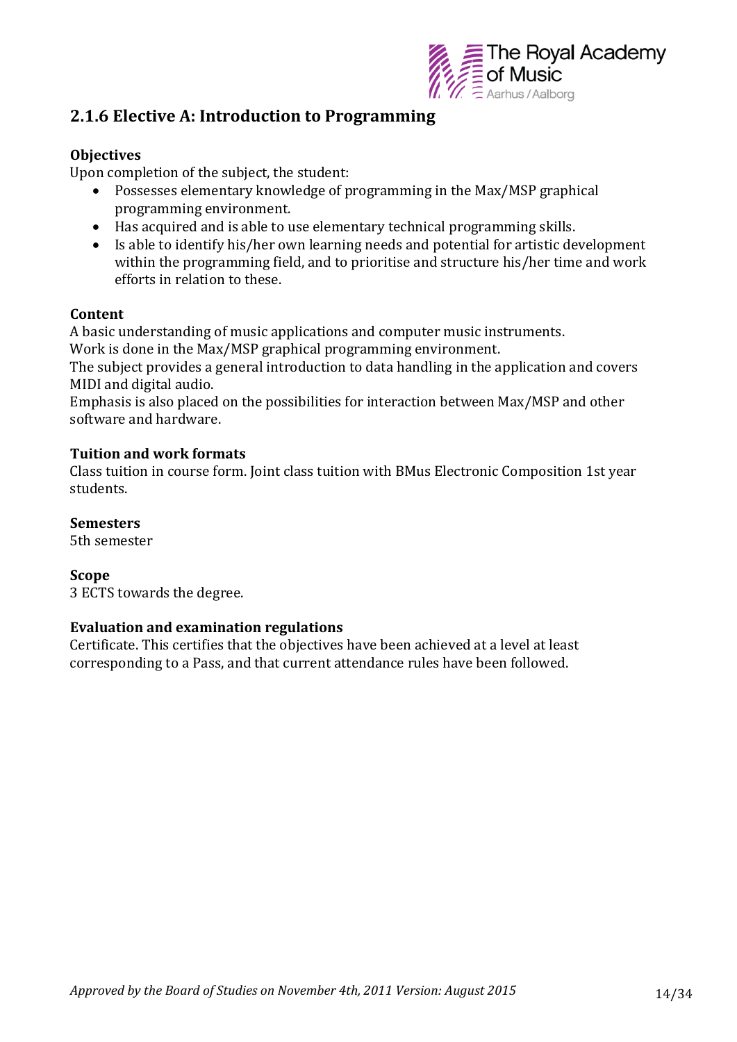## 2.1.6 Elective A: Introduction to Programming

**Objectives**

Upon completion of the subject, the student:

- Possesses elementary knowledge of programming in the Max/MSP graphical programming environment.
- Has acquired and is able to use elementary technical programming skills.
- Is able to identify his/her own learning needs and potential for artistic development within the programming field, and to prioritise and structure his/her time and work efforts in relation to these.

**Content**

A basic understanding of music applications and computer music instruments.
Work is done in the Max/MSP graphical programming environment.
The subject provides a general introduction to data handling in the application and covers MIDI and digital audio.
Emphasis is also placed on the possibilities for interaction between Max/MSP and other software and hardware.

**Tuition and work formats**

Class tuition in course form. Joint class tuition with BMus Electronic Composition 1st year students.

**Semesters**

5th semester

**Scope**

3 ECTS towards the degree.

**Evaluation and examination regulations**

Certificate. This certifies that the objectives have been achieved at a level at least corresponding to a Pass, and that current attendance rules have been followed.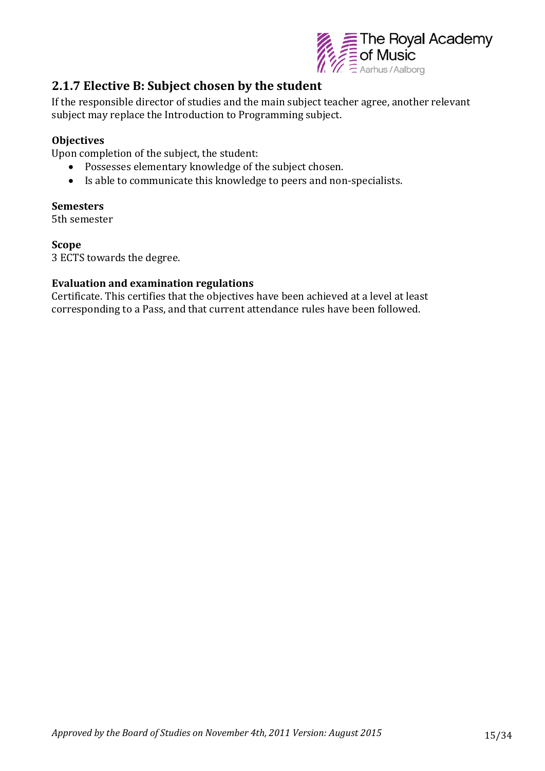## 2.1.7 Elective B: Subject chosen by the student

If the responsible director of studies and the main subject teacher agree, another relevant subject may replace the Introduction to Programming subject.

### Objectives

Upon completion of the subject, the student:

- Possesses elementary knowledge of the subject chosen.
- Is able to communicate this knowledge to peers and non-specialists.

### Semesters

5th semester

### Scope

3 ECTS towards the degree.

### Evaluation and examination regulations

Certificate. This certifies that the objectives have been achieved at a level at least corresponding to a Pass, and that current attendance rules have been followed.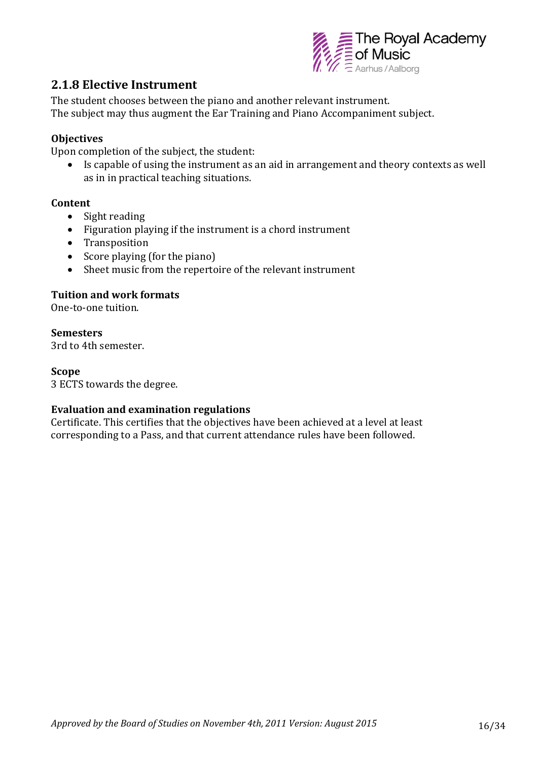## 2.1.8 Elective Instrument

The student chooses between the piano and another relevant instrument.
The subject may thus augment the Ear Training and Piano Accompaniment subject.

**Objectives**

Upon completion of the subject, the student:

- Is capable of using the instrument as an aid in arrangement and theory contexts as well as in in practical teaching situations.

**Content**

- Sight reading
- Figuration playing if the instrument is a chord instrument
- Transposition
- Score playing (for the piano)
- Sheet music from the repertoire of the relevant instrument

**Tuition and work formats**

One-to-one tuition.

**Semesters**

3rd to 4th semester.

**Scope**

3 ECTS towards the degree.

**Evaluation and examination regulations**

Certificate. This certifies that the objectives have been achieved at a level at least corresponding to a Pass, and that current attendance rules have been followed.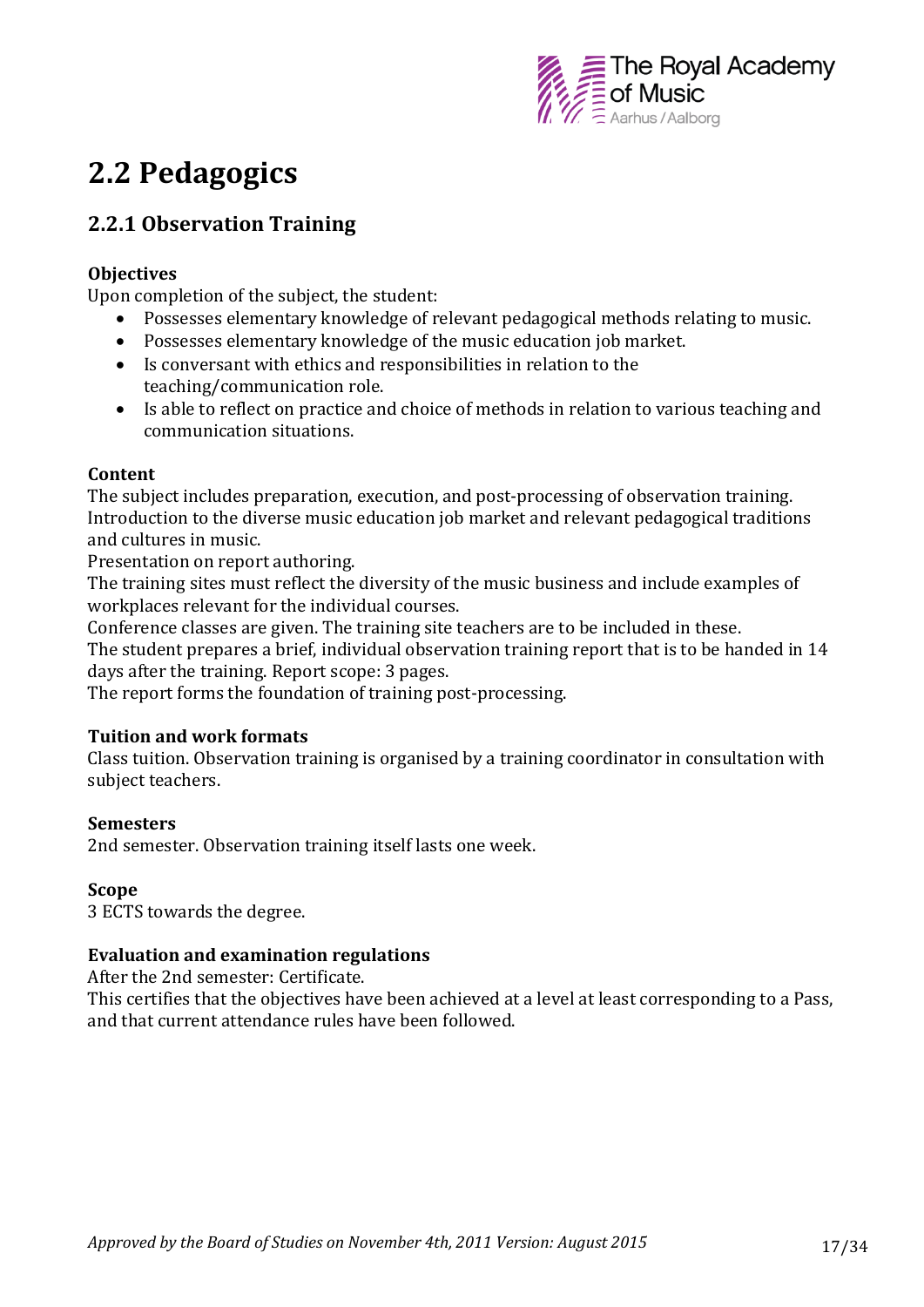# 2.2 Pedagogics

## 2.2.1 Observation Training

**Objectives**

Upon completion of the subject, the student:

- Possesses elementary knowledge of relevant pedagogical methods relating to music.
- Possesses elementary knowledge of the music education job market.
- Is conversant with ethics and responsibilities in relation to the teaching/communication role.
- Is able to reflect on practice and choice of methods in relation to various teaching and communication situations.

**Content**

The subject includes preparation, execution, and post-processing of observation training.
Introduction to the diverse music education job market and relevant pedagogical traditions and cultures in music.
Presentation on report authoring.
The training sites must reflect the diversity of the music business and include examples of workplaces relevant for the individual courses.
Conference classes are given. The training site teachers are to be included in these.
The student prepares a brief, individual observation training report that is to be handed in 14 days after the training. Report scope: 3 pages.
The report forms the foundation of training post-processing.

**Tuition and work formats**

Class tuition. Observation training is organised by a training coordinator in consultation with subject teachers.

**Semesters**

2nd semester. Observation training itself lasts one week.

**Scope**

3 ECTS towards the degree.

**Evaluation and examination regulations**

After the 2nd semester: Certificate.
This certifies that the objectives have been achieved at a level at least corresponding to a Pass, and that current attendance rules have been followed.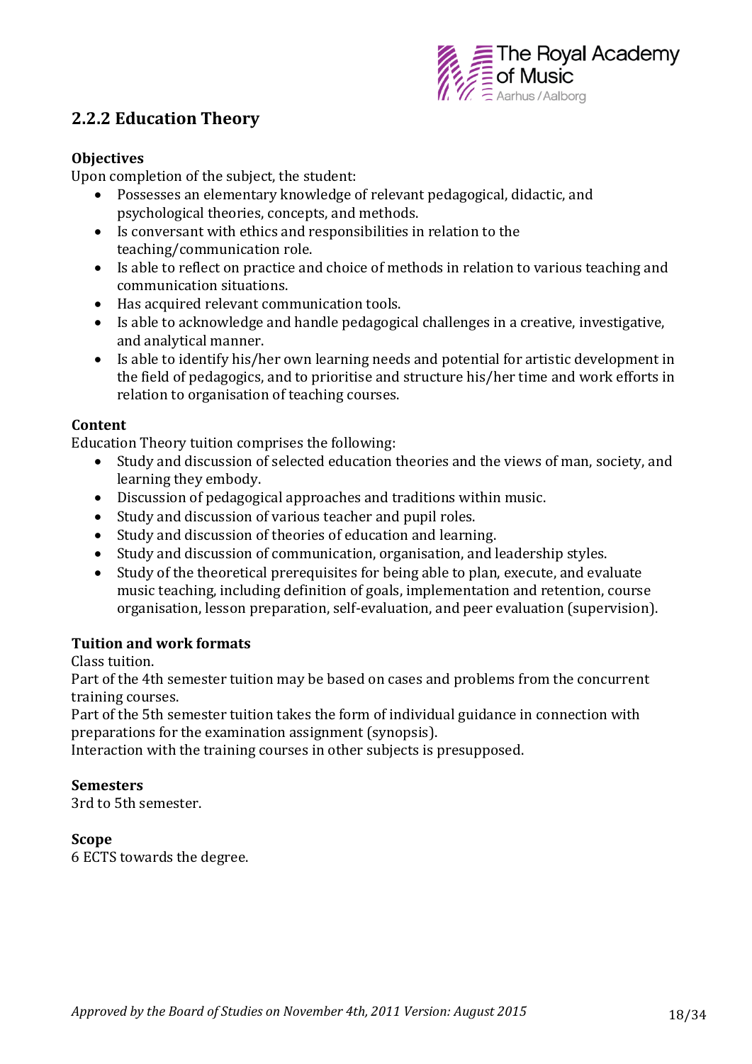## 2.2.2 Education Theory

**Objectives**

Upon completion of the subject, the student:

- Possesses an elementary knowledge of relevant pedagogical, didactic, and psychological theories, concepts, and methods.
- Is conversant with ethics and responsibilities in relation to the teaching/communication role.
- Is able to reflect on practice and choice of methods in relation to various teaching and communication situations.
- Has acquired relevant communication tools.
- Is able to acknowledge and handle pedagogical challenges in a creative, investigative, and analytical manner.
- Is able to identify his/her own learning needs and potential for artistic development in the field of pedagogics, and to prioritise and structure his/her time and work efforts in relation to organisation of teaching courses.

**Content**

Education Theory tuition comprises the following:

- Study and discussion of selected education theories and the views of man, society, and learning they embody.
- Discussion of pedagogical approaches and traditions within music.
- Study and discussion of various teacher and pupil roles.
- Study and discussion of theories of education and learning.
- Study and discussion of communication, organisation, and leadership styles.
- Study of the theoretical prerequisites for being able to plan, execute, and evaluate music teaching, including definition of goals, implementation and retention, course organisation, lesson preparation, self-evaluation, and peer evaluation (supervision).

**Tuition and work formats**

Class tuition.

Part of the 4th semester tuition may be based on cases and problems from the concurrent training courses.

Part of the 5th semester tuition takes the form of individual guidance in connection with preparations for the examination assignment (synopsis).

Interaction with the training courses in other subjects is presupposed.

**Semesters**

3rd to 5th semester.

**Scope**

6 ECTS towards the degree.

*Approved by the Board of Studies on November 4th, 2011 Version: August 2015*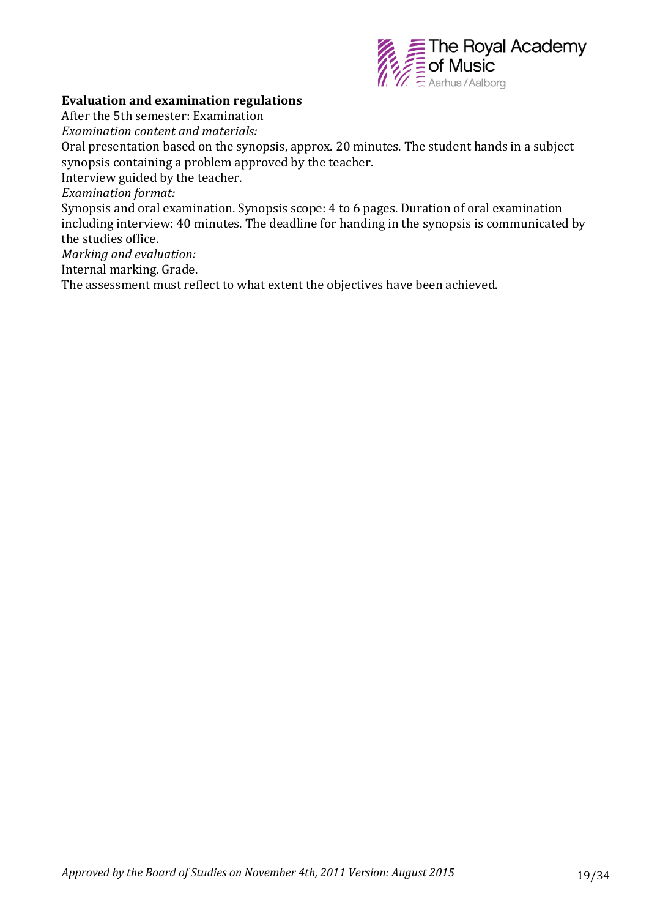**Evaluation and examination regulations**

After the 5th semester: Examination

*Examination content and materials:*

Oral presentation based on the synopsis, approx. 20 minutes. The student hands in a subject synopsis containing a problem approved by the teacher.

Interview guided by the teacher.

*Examination format:*

Synopsis and oral examination. Synopsis scope: 4 to 6 pages. Duration of oral examination including interview: 40 minutes. The deadline for handing in the synopsis is communicated by the studies office.

*Marking and evaluation:*

Internal marking. Grade.

The assessment must reflect to what extent the objectives have been achieved.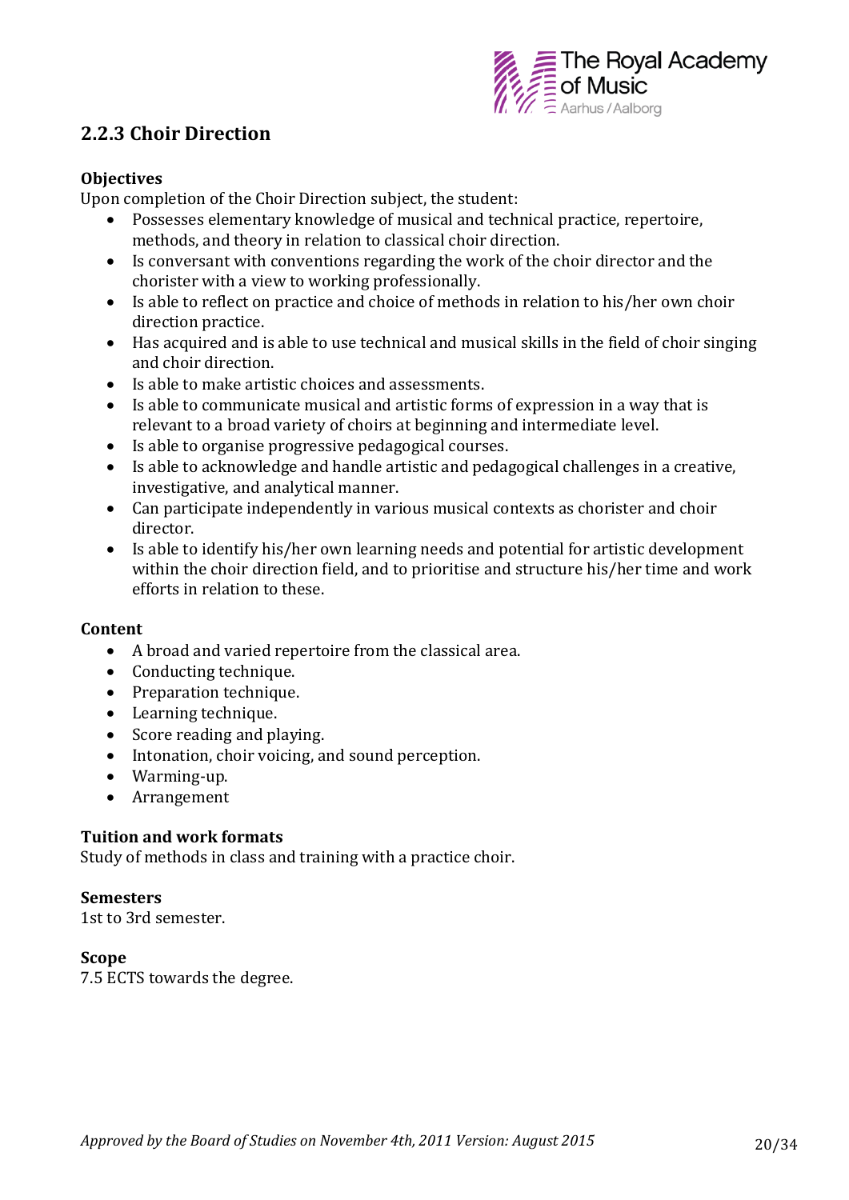## 2.2.3 Choir Direction

**Objectives**

Upon completion of the Choir Direction subject, the student:

- Possesses elementary knowledge of musical and technical practice, repertoire, methods, and theory in relation to classical choir direction.
- Is conversant with conventions regarding the work of the choir director and the chorister with a view to working professionally.
- Is able to reflect on practice and choice of methods in relation to his/her own choir direction practice.
- Has acquired and is able to use technical and musical skills in the field of choir singing and choir direction.
- Is able to make artistic choices and assessments.
- Is able to communicate musical and artistic forms of expression in a way that is relevant to a broad variety of choirs at beginning and intermediate level.
- Is able to organise progressive pedagogical courses.
- Is able to acknowledge and handle artistic and pedagogical challenges in a creative, investigative, and analytical manner.
- Can participate independently in various musical contexts as chorister and choir director.
- Is able to identify his/her own learning needs and potential for artistic development within the choir direction field, and to prioritise and structure his/her time and work efforts in relation to these.

**Content**

- A broad and varied repertoire from the classical area.
- Conducting technique.
- Preparation technique.
- Learning technique.
- Score reading and playing.
- Intonation, choir voicing, and sound perception.
- Warming-up.
- Arrangement

**Tuition and work formats**

Study of methods in class and training with a practice choir.

**Semesters**

1st to 3rd semester.

**Scope**

7.5 ECTS towards the degree.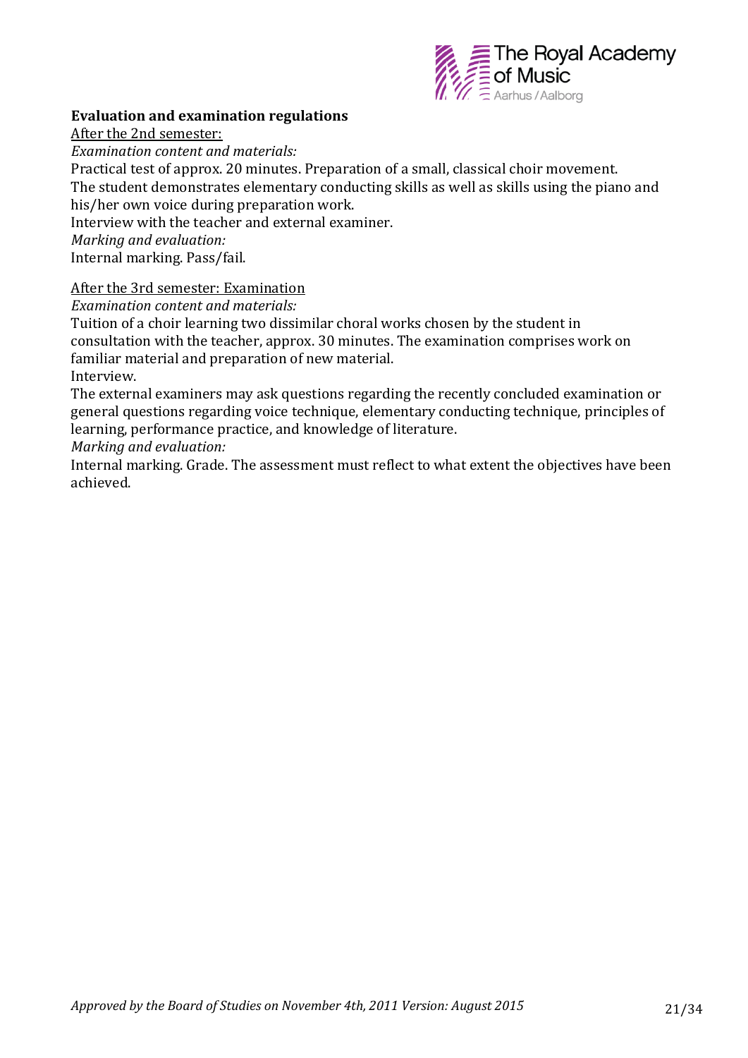**Evaluation and examination regulations**

After the 2nd semester:

*Examination content and materials:*

Practical test of approx. 20 minutes. Preparation of a small, classical choir movement.
The student demonstrates elementary conducting skills as well as skills using the piano and his/her own voice during preparation work.
Interview with the teacher and external examiner.

*Marking and evaluation:*

Internal marking. Pass/fail.

After the 3rd semester: Examination

*Examination content and materials:*

Tuition of a choir learning two dissimilar choral works chosen by the student in consultation with the teacher, approx. 30 minutes. The examination comprises work on familiar material and preparation of new material.
Interview.
The external examiners may ask questions regarding the recently concluded examination or general questions regarding voice technique, elementary conducting technique, principles of learning, performance practice, and knowledge of literature.

*Marking and evaluation:*

Internal marking. Grade. The assessment must reflect to what extent the objectives have been achieved.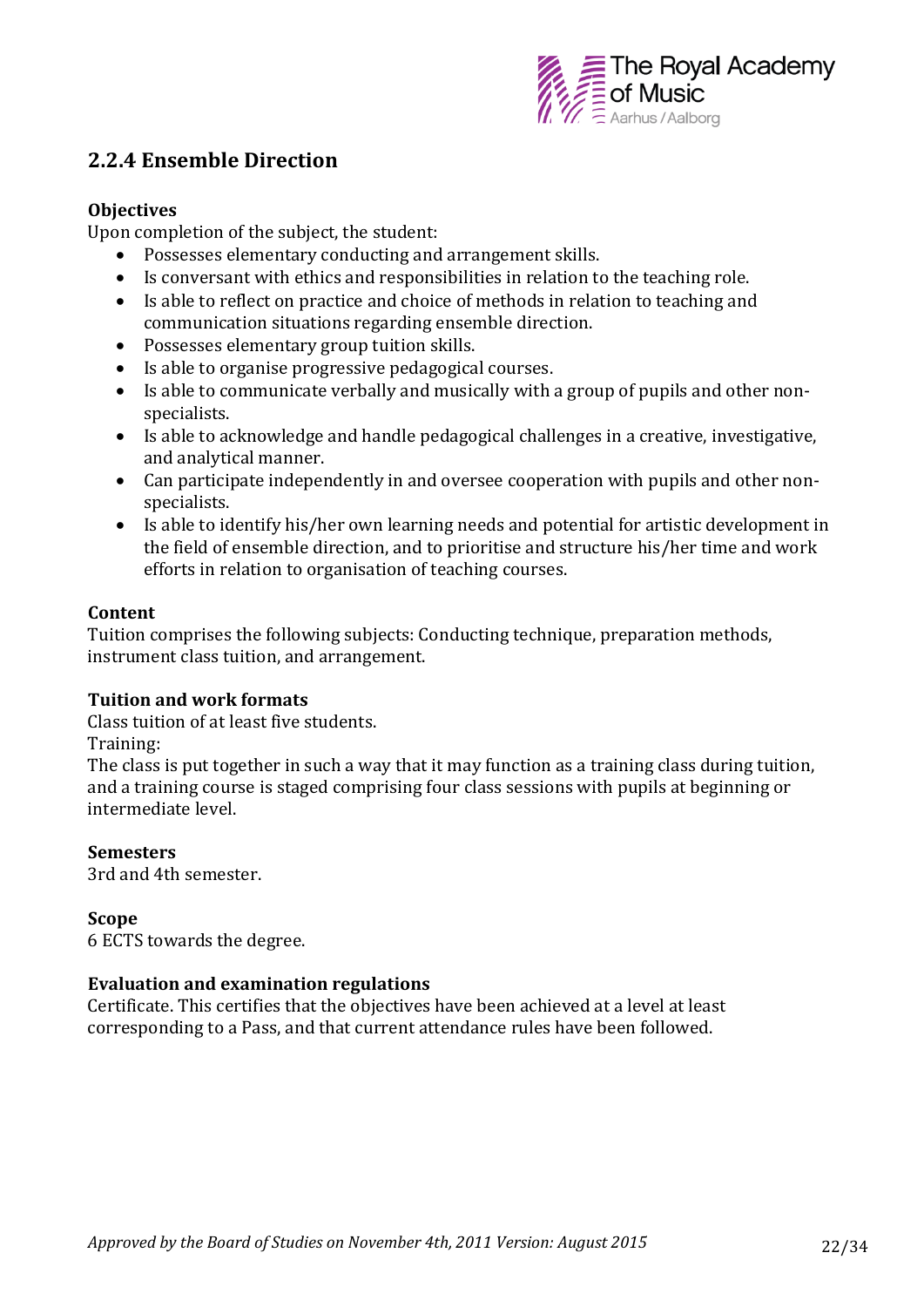## 2.2.4 Ensemble Direction

**Objectives**

Upon completion of the subject, the student:

- Possesses elementary conducting and arrangement skills.
- Is conversant with ethics and responsibilities in relation to the teaching role.
- Is able to reflect on practice and choice of methods in relation to teaching and communication situations regarding ensemble direction.
- Possesses elementary group tuition skills.
- Is able to organise progressive pedagogical courses.
- Is able to communicate verbally and musically with a group of pupils and other non-specialists.
- Is able to acknowledge and handle pedagogical challenges in a creative, investigative, and analytical manner.
- Can participate independently in and oversee cooperation with pupils and other non-specialists.
- Is able to identify his/her own learning needs and potential for artistic development in the field of ensemble direction, and to prioritise and structure his/her time and work efforts in relation to organisation of teaching courses.

**Content**

Tuition comprises the following subjects: Conducting technique, preparation methods, instrument class tuition, and arrangement.

**Tuition and work formats**

Class tuition of at least five students.

Training:

The class is put together in such a way that it may function as a training class during tuition, and a training course is staged comprising four class sessions with pupils at beginning or intermediate level.

**Semesters**

3rd and 4th semester.

**Scope**

6 ECTS towards the degree.

**Evaluation and examination regulations**

Certificate. This certifies that the objectives have been achieved at a level at least corresponding to a Pass, and that current attendance rules have been followed.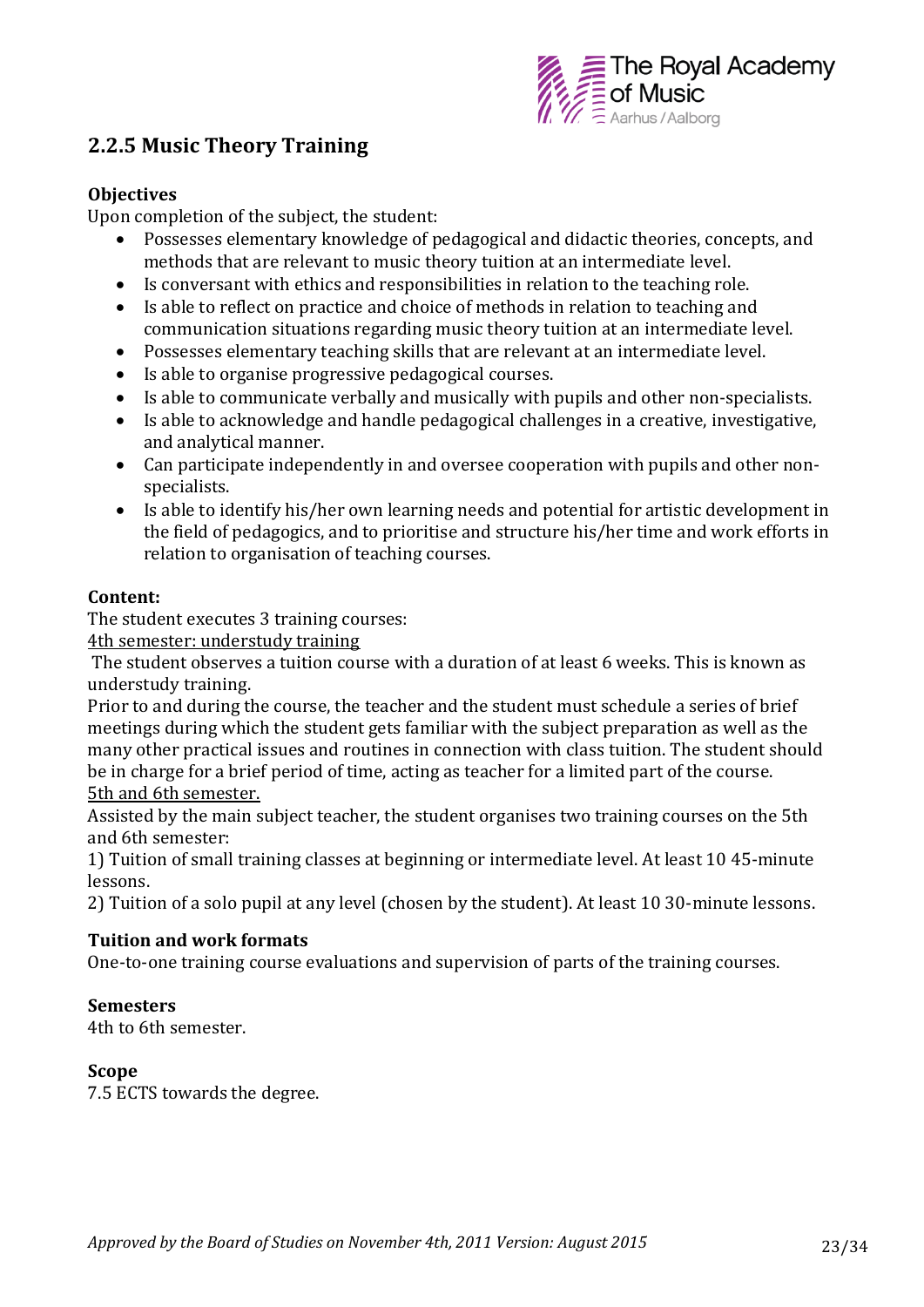## 2.2.5 Music Theory Training

**Objectives**

Upon completion of the subject, the student:

- Possesses elementary knowledge of pedagogical and didactic theories, concepts, and methods that are relevant to music theory tuition at an intermediate level.
- Is conversant with ethics and responsibilities in relation to the teaching role.
- Is able to reflect on practice and choice of methods in relation to teaching and communication situations regarding music theory tuition at an intermediate level.
- Possesses elementary teaching skills that are relevant at an intermediate level.
- Is able to organise progressive pedagogical courses.
- Is able to communicate verbally and musically with pupils and other non-specialists.
- Is able to acknowledge and handle pedagogical challenges in a creative, investigative, and analytical manner.
- Can participate independently in and oversee cooperation with pupils and other non-specialists.
- Is able to identify his/her own learning needs and potential for artistic development in the field of pedagogics, and to prioritise and structure his/her time and work efforts in relation to organisation of teaching courses.

**Content:**

The student executes 3 training courses:

4th semester: understudy training

The student observes a tuition course with a duration of at least 6 weeks. This is known as understudy training.

Prior to and during the course, the teacher and the student must schedule a series of brief meetings during which the student gets familiar with the subject preparation as well as the many other practical issues and routines in connection with class tuition. The student should be in charge for a brief period of time, acting as teacher for a limited part of the course.

5th and 6th semester.

Assisted by the main subject teacher, the student organises two training courses on the 5th and 6th semester:

1) Tuition of small training classes at beginning or intermediate level. At least 10 45-minute lessons.

2) Tuition of a solo pupil at any level (chosen by the student). At least 10 30-minute lessons.

**Tuition and work formats**

One-to-one training course evaluations and supervision of parts of the training courses.

**Semesters**

4th to 6th semester.

**Scope**

7.5 ECTS towards the degree.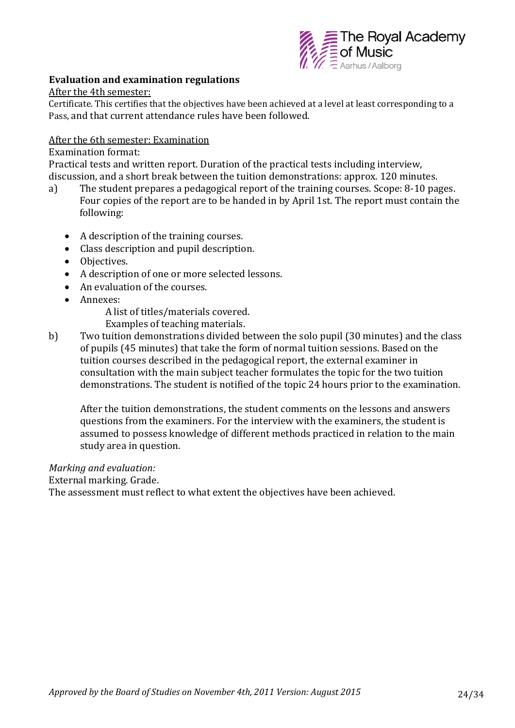**Evaluation and examination regulations**

After the 4th semester:

Certificate. This certifies that the objectives have been achieved at a level at least corresponding to a Pass, and that current attendance rules have been followed.

After the 6th semester: Examination

Examination format:

Practical tests and written report. Duration of the practical tests including interview, discussion, and a short break between the tuition demonstrations: approx. 120 minutes.

a) The student prepares a pedagogical report of the training courses. Scope: 8-10 pages. Four copies of the report are to be handed in by April 1st. The report must contain the following:

- A description of the training courses.
- Class description and pupil description.
- Objectives.
- A description of one or more selected lessons.
- An evaluation of the courses.
- Annexes:
  - A list of titles/materials covered.
  - Examples of teaching materials.

b) Two tuition demonstrations divided between the solo pupil (30 minutes) and the class of pupils (45 minutes) that take the form of normal tuition sessions. Based on the tuition courses described in the pedagogical report, the external examiner in consultation with the main subject teacher formulates the topic for the two tuition demonstrations. The student is notified of the topic 24 hours prior to the examination.

After the tuition demonstrations, the student comments on the lessons and answers questions from the examiners. For the interview with the examiners, the student is assumed to possess knowledge of different methods practiced in relation to the main study area in question.

*Marking and evaluation:*

External marking. Grade.

The assessment must reflect to what extent the objectives have been achieved.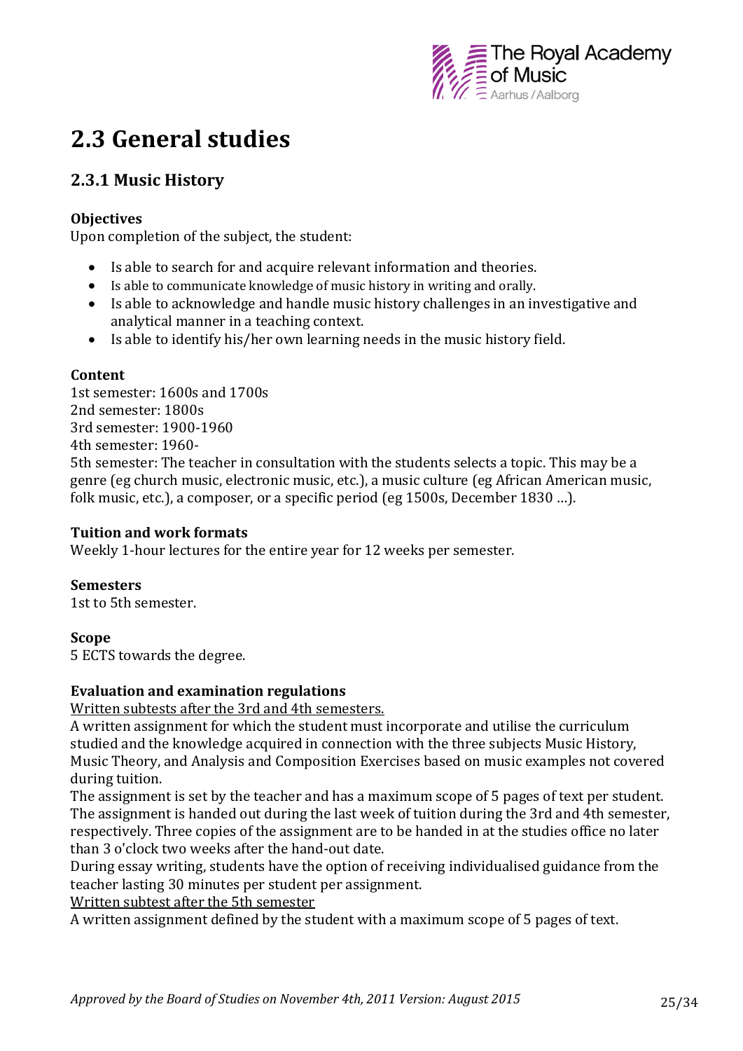# 2.3 General studies

## 2.3.1 Music History

**Objectives**

Upon completion of the subject, the student:

- Is able to search for and acquire relevant information and theories.
- Is able to communicate knowledge of music history in writing and orally.
- Is able to acknowledge and handle music history challenges in an investigative and analytical manner in a teaching context.
- Is able to identify his/her own learning needs in the music history field.

**Content**

1st semester: 1600s and 1700s
2nd semester: 1800s
3rd semester: 1900-1960
4th semester: 1960-
5th semester: The teacher in consultation with the students selects a topic. This may be a genre (eg church music, electronic music, etc.), a music culture (eg African American music, folk music, etc.), a composer, or a specific period (eg 1500s, December 1830 …).

**Tuition and work formats**

Weekly 1-hour lectures for the entire year for 12 weeks per semester.

**Semesters**

1st to 5th semester.

**Scope**

5 ECTS towards the degree.

**Evaluation and examination regulations**

<u>Written subtests after the 3rd and 4th semesters.</u>
A written assignment for which the student must incorporate and utilise the curriculum studied and the knowledge acquired in connection with the three subjects Music History, Music Theory, and Analysis and Composition Exercises based on music examples not covered during tuition.
The assignment is set by the teacher and has a maximum scope of 5 pages of text per student. The assignment is handed out during the last week of tuition during the 3rd and 4th semester, respectively. Three copies of the assignment are to be handed in at the studies office no later than 3 o'clock two weeks after the hand-out date.
During essay writing, students have the option of receiving individualised guidance from the teacher lasting 30 minutes per student per assignment.
<u>Written subtest after the 5th semester</u>
A written assignment defined by the student with a maximum scope of 5 pages of text.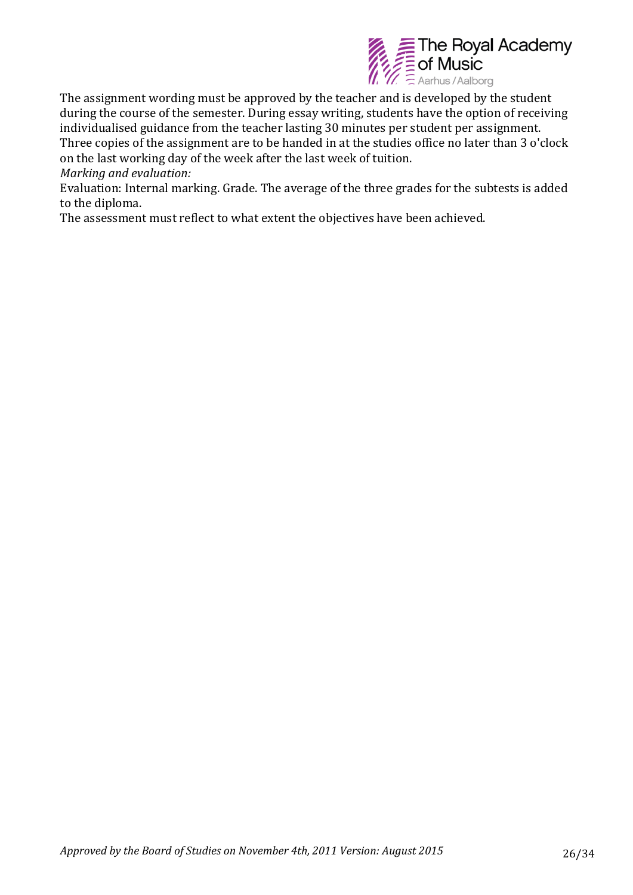The assignment wording must be approved by the teacher and is developed by the student during the course of the semester. During essay writing, students have the option of receiving individualised guidance from the teacher lasting 30 minutes per student per assignment. Three copies of the assignment are to be handed in at the studies office no later than 3 o'clock on the last working day of the week after the last week of tuition.

*Marking and evaluation:*

Evaluation: Internal marking. Grade. The average of the three grades for the subtests is added to the diploma.

The assessment must reflect to what extent the objectives have been achieved.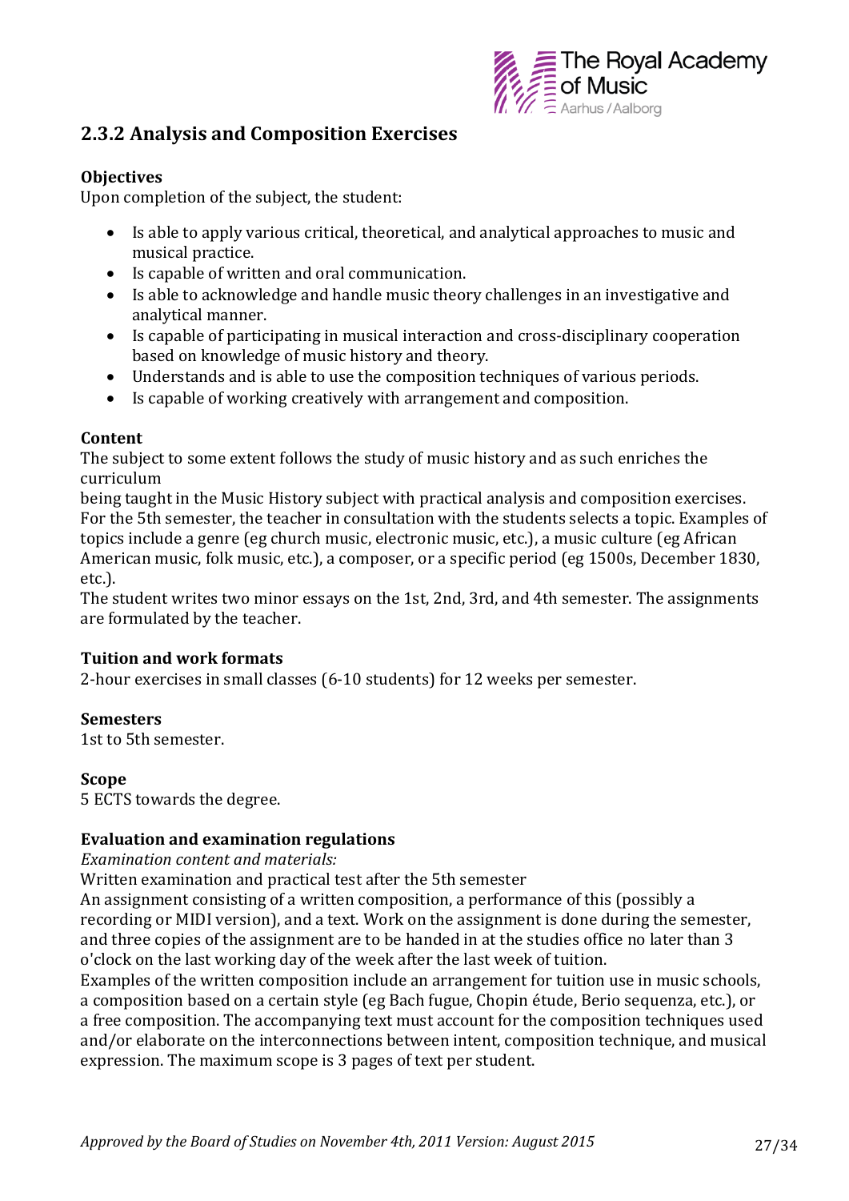## 2.3.2 Analysis and Composition Exercises

**Objectives**

Upon completion of the subject, the student:

- Is able to apply various critical, theoretical, and analytical approaches to music and musical practice.
- Is capable of written and oral communication.
- Is able to acknowledge and handle music theory challenges in an investigative and analytical manner.
- Is capable of participating in musical interaction and cross-disciplinary cooperation based on knowledge of music history and theory.
- Understands and is able to use the composition techniques of various periods.
- Is capable of working creatively with arrangement and composition.

**Content**

The subject to some extent follows the study of music history and as such enriches the curriculum
being taught in the Music History subject with practical analysis and composition exercises. For the 5th semester, the teacher in consultation with the students selects a topic. Examples of topics include a genre (eg church music, electronic music, etc.), a music culture (eg African American music, folk music, etc.), a composer, or a specific period (eg 1500s, December 1830, etc.).
The student writes two minor essays on the 1st, 2nd, 3rd, and 4th semester. The assignments are formulated by the teacher.

**Tuition and work formats**

2-hour exercises in small classes (6-10 students) for 12 weeks per semester.

**Semesters**

1st to 5th semester.

**Scope**

5 ECTS towards the degree.

**Evaluation and examination regulations**

*Examination content and materials:*

Written examination and practical test after the 5th semester
An assignment consisting of a written composition, a performance of this (possibly a recording or MIDI version), and a text. Work on the assignment is done during the semester, and three copies of the assignment are to be handed in at the studies office no later than 3 o'clock on the last working day of the week after the last week of tuition.
Examples of the written composition include an arrangement for tuition use in music schools, a composition based on a certain style (eg Bach fugue, Chopin étude, Berio sequenza, etc.), or a free composition. The accompanying text must account for the composition techniques used and/or elaborate on the interconnections between intent, composition technique, and musical expression. The maximum scope is 3 pages of text per student.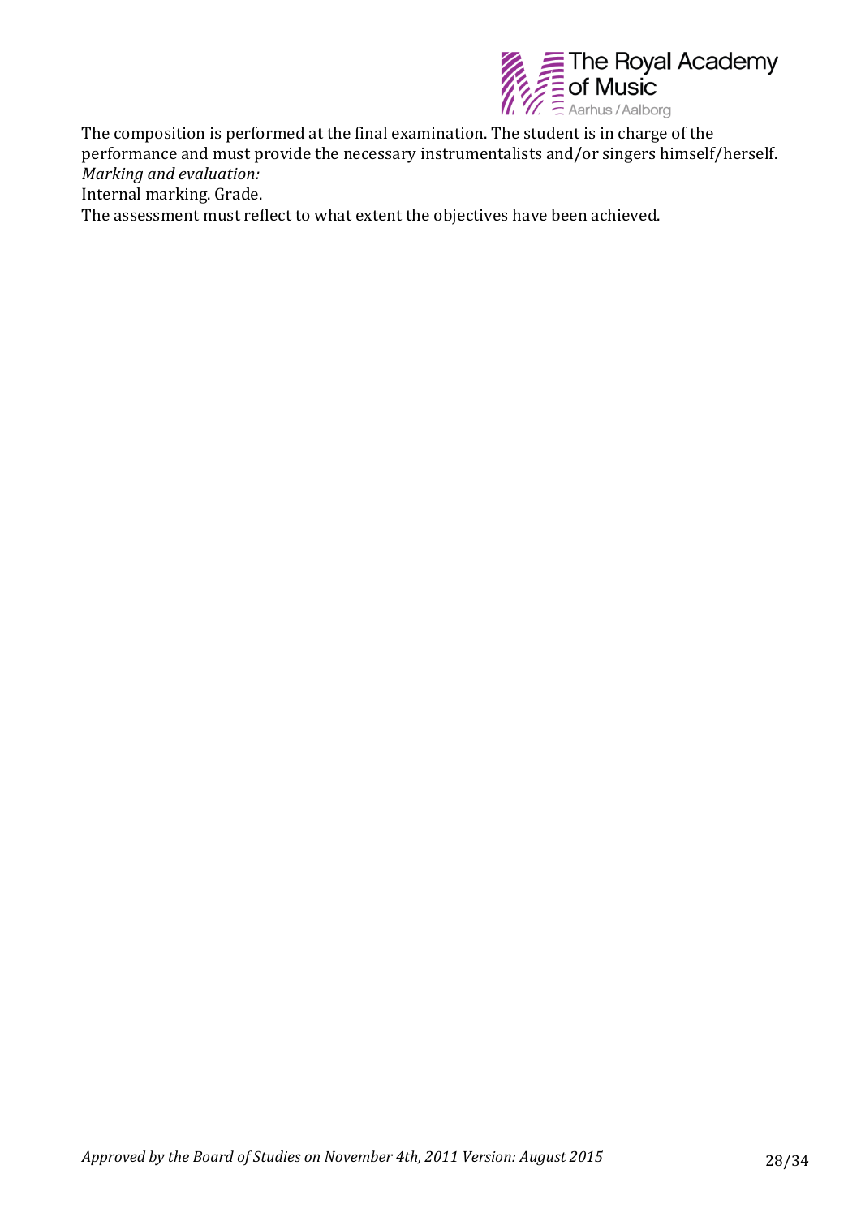The composition is performed at the final examination. The student is in charge of the performance and must provide the necessary instrumentalists and/or singers himself/herself.

*Marking and evaluation:*

Internal marking. Grade.

The assessment must reflect to what extent the objectives have been achieved.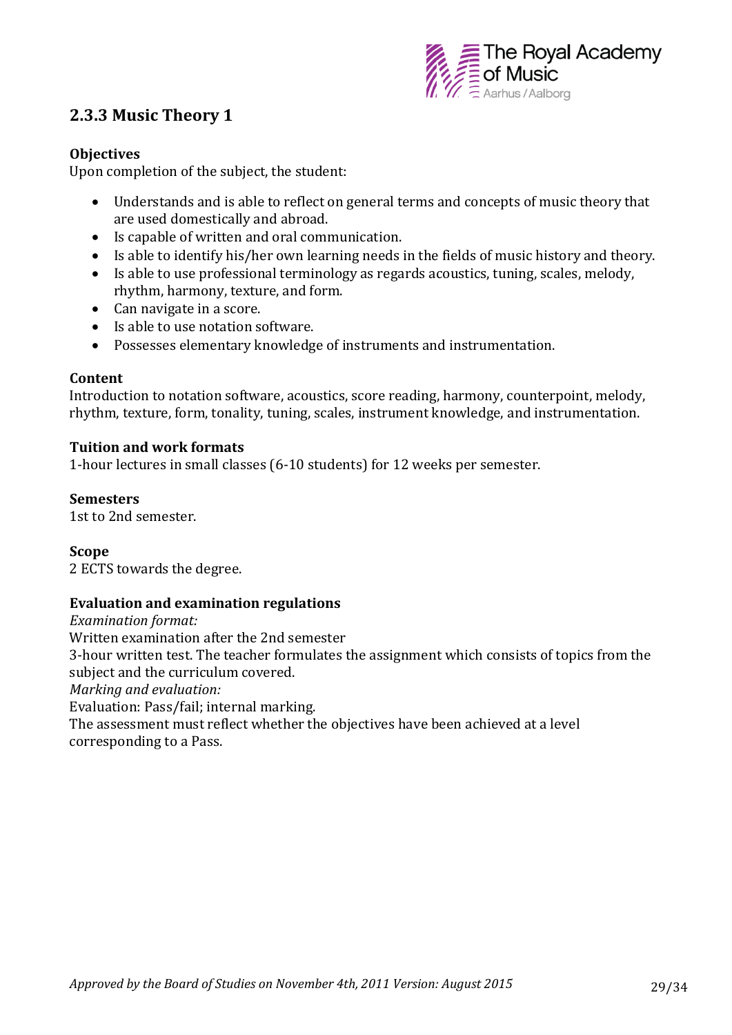## 2.3.3 Music Theory 1

**Objectives**

Upon completion of the subject, the student:

- Understands and is able to reflect on general terms and concepts of music theory that are used domestically and abroad.
- Is capable of written and oral communication.
- Is able to identify his/her own learning needs in the fields of music history and theory.
- Is able to use professional terminology as regards acoustics, tuning, scales, melody, rhythm, harmony, texture, and form.
- Can navigate in a score.
- Is able to use notation software.
- Possesses elementary knowledge of instruments and instrumentation.

**Content**

Introduction to notation software, acoustics, score reading, harmony, counterpoint, melody, rhythm, texture, form, tonality, tuning, scales, instrument knowledge, and instrumentation.

**Tuition and work formats**

1-hour lectures in small classes (6-10 students) for 12 weeks per semester.

**Semesters**

1st to 2nd semester.

**Scope**

2 ECTS towards the degree.

**Evaluation and examination regulations**

*Examination format:*

Written examination after the 2nd semester

3-hour written test. The teacher formulates the assignment which consists of topics from the subject and the curriculum covered.

*Marking and evaluation:*

Evaluation: Pass/fail; internal marking.

The assessment must reflect whether the objectives have been achieved at a level corresponding to a Pass.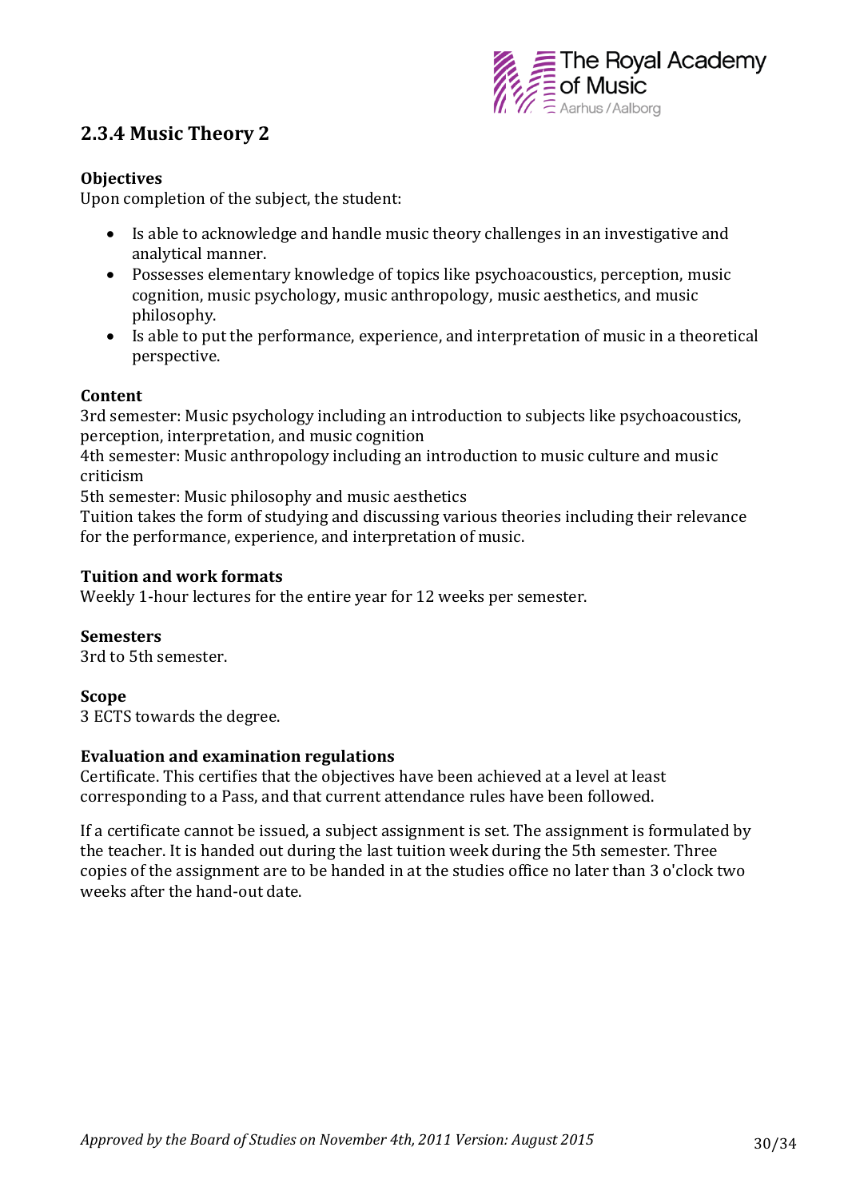## 2.3.4 Music Theory 2

**Objectives**

Upon completion of the subject, the student:

- Is able to acknowledge and handle music theory challenges in an investigative and analytical manner.
- Possesses elementary knowledge of topics like psychoacoustics, perception, music cognition, music psychology, music anthropology, music aesthetics, and music philosophy.
- Is able to put the performance, experience, and interpretation of music in a theoretical perspective.

**Content**

3rd semester: Music psychology including an introduction to subjects like psychoacoustics, perception, interpretation, and music cognition

4th semester: Music anthropology including an introduction to music culture and music criticism

5th semester: Music philosophy and music aesthetics

Tuition takes the form of studying and discussing various theories including their relevance for the performance, experience, and interpretation of music.

**Tuition and work formats**

Weekly 1-hour lectures for the entire year for 12 weeks per semester.

**Semesters**

3rd to 5th semester.

**Scope**

3 ECTS towards the degree.

**Evaluation and examination regulations**

Certificate. This certifies that the objectives have been achieved at a level at least corresponding to a Pass, and that current attendance rules have been followed.

If a certificate cannot be issued, a subject assignment is set. The assignment is formulated by the teacher. It is handed out during the last tuition week during the 5th semester. Three copies of the assignment are to be handed in at the studies office no later than 3 o'clock two weeks after the hand-out date.

*Approved by the Board of Studies on November 4th, 2011 Version: August 2015*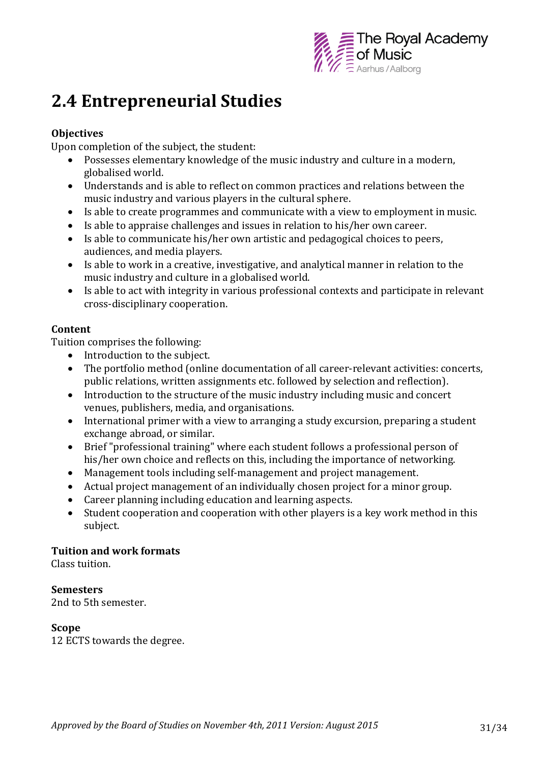# 2.4 Entrepreneurial Studies

**Objectives**

Upon completion of the subject, the student:

- Possesses elementary knowledge of the music industry and culture in a modern, globalised world.
- Understands and is able to reflect on common practices and relations between the music industry and various players in the cultural sphere.
- Is able to create programmes and communicate with a view to employment in music.
- Is able to appraise challenges and issues in relation to his/her own career.
- Is able to communicate his/her own artistic and pedagogical choices to peers, audiences, and media players.
- Is able to work in a creative, investigative, and analytical manner in relation to the music industry and culture in a globalised world.
- Is able to act with integrity in various professional contexts and participate in relevant cross-disciplinary cooperation.

**Content**

Tuition comprises the following:

- Introduction to the subject.
- The portfolio method (online documentation of all career-relevant activities: concerts, public relations, written assignments etc. followed by selection and reflection).
- Introduction to the structure of the music industry including music and concert venues, publishers, media, and organisations.
- International primer with a view to arranging a study excursion, preparing a student exchange abroad, or similar.
- Brief "professional training" where each student follows a professional person of his/her own choice and reflects on this, including the importance of networking.
- Management tools including self-management and project management.
- Actual project management of an individually chosen project for a minor group.
- Career planning including education and learning aspects.
- Student cooperation and cooperation with other players is a key work method in this subject.

**Tuition and work formats**

Class tuition.

**Semesters**

2nd to 5th semester.

**Scope**

12 ECTS towards the degree.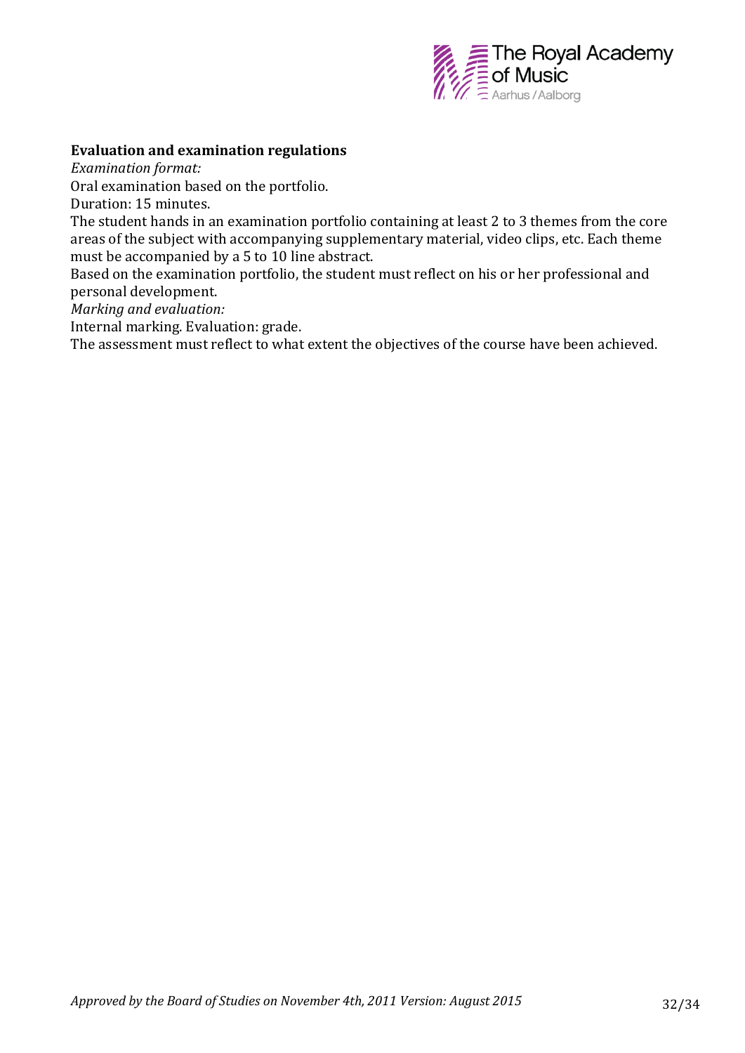**Evaluation and examination regulations**

*Examination format:*

Oral examination based on the portfolio.

Duration: 15 minutes.

The student hands in an examination portfolio containing at least 2 to 3 themes from the core areas of the subject with accompanying supplementary material, video clips, etc. Each theme must be accompanied by a 5 to 10 line abstract.

Based on the examination portfolio, the student must reflect on his or her professional and personal development.

*Marking and evaluation:*

Internal marking. Evaluation: grade.

The assessment must reflect to what extent the objectives of the course have been achieved.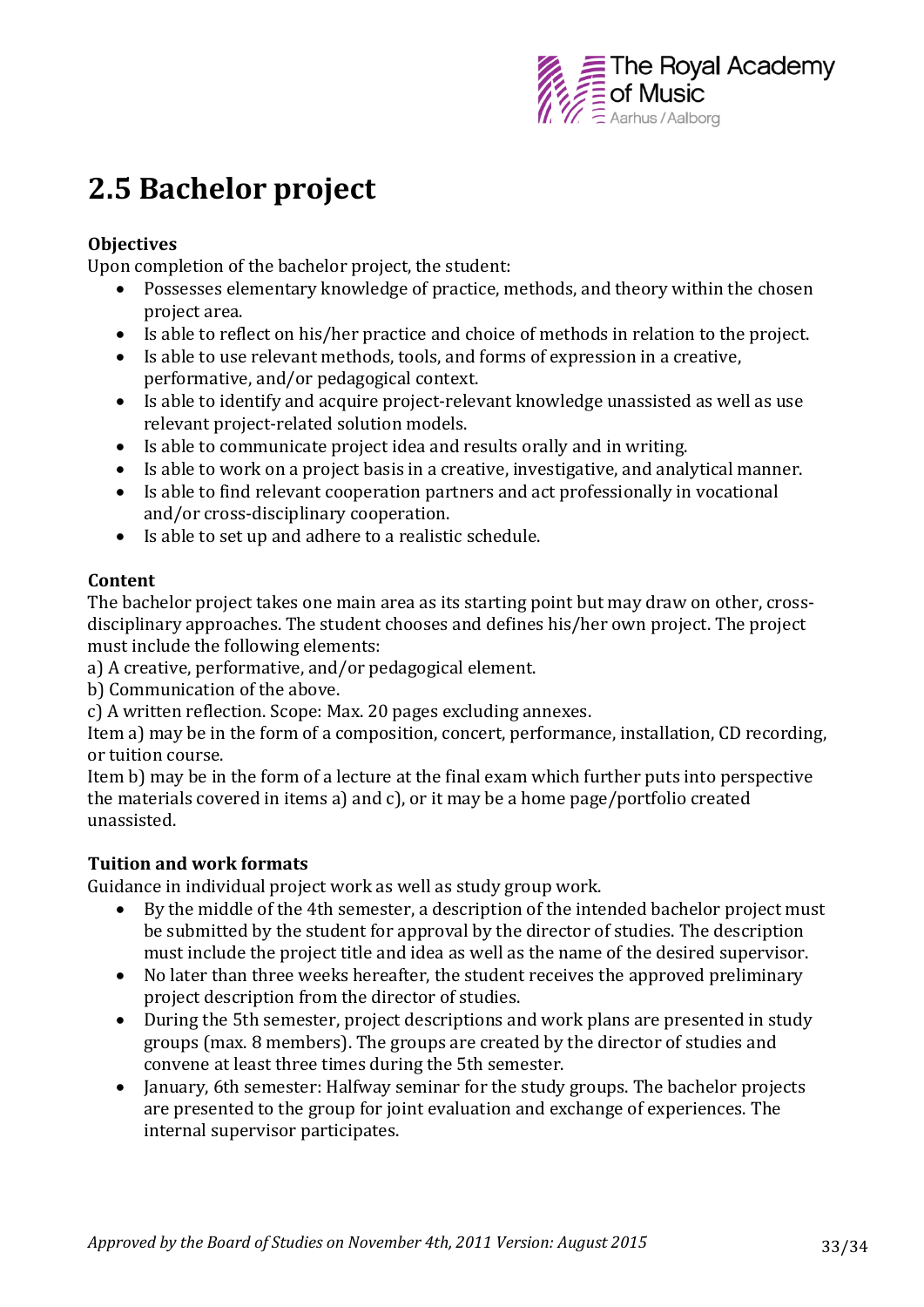# 2.5 Bachelor project

**Objectives**
Upon completion of the bachelor project, the student:

- Possesses elementary knowledge of practice, methods, and theory within the chosen project area.
- Is able to reflect on his/her practice and choice of methods in relation to the project.
- Is able to use relevant methods, tools, and forms of expression in a creative, performative, and/or pedagogical context.
- Is able to identify and acquire project-relevant knowledge unassisted as well as use relevant project-related solution models.
- Is able to communicate project idea and results orally and in writing.
- Is able to work on a project basis in a creative, investigative, and analytical manner.
- Is able to find relevant cooperation partners and act professionally in vocational and/or cross-disciplinary cooperation.
- Is able to set up and adhere to a realistic schedule.

**Content**
The bachelor project takes one main area as its starting point but may draw on other, cross-disciplinary approaches. The student chooses and defines his/her own project. The project must include the following elements:
a) A creative, performative, and/or pedagogical element.
b) Communication of the above.
c) A written reflection. Scope: Max. 20 pages excluding annexes.
Item a) may be in the form of a composition, concert, performance, installation, CD recording, or tuition course.
Item b) may be in the form of a lecture at the final exam which further puts into perspective the materials covered in items a) and c), or it may be a home page/portfolio created unassisted.

**Tuition and work formats**
Guidance in individual project work as well as study group work.

- By the middle of the 4th semester, a description of the intended bachelor project must be submitted by the student for approval by the director of studies. The description must include the project title and idea as well as the name of the desired supervisor.
- No later than three weeks hereafter, the student receives the approved preliminary project description from the director of studies.
- During the 5th semester, project descriptions and work plans are presented in study groups (max. 8 members). The groups are created by the director of studies and convene at least three times during the 5th semester.
- January, 6th semester: Halfway seminar for the study groups. The bachelor projects are presented to the group for joint evaluation and exchange of experiences. The internal supervisor participates.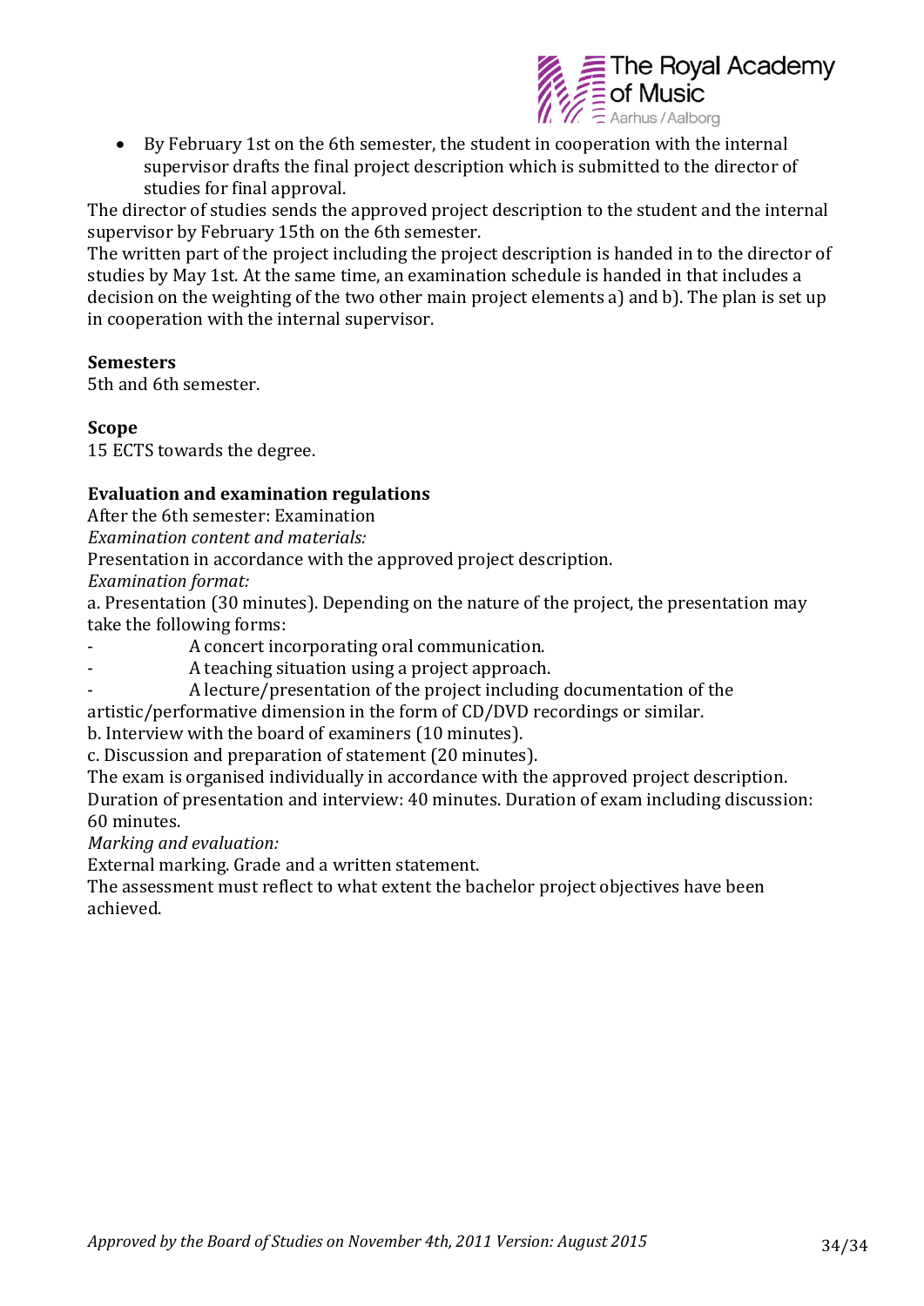- By February 1st on the 6th semester, the student in cooperation with the internal supervisor drafts the final project description which is submitted to the director of studies for final approval.

The director of studies sends the approved project description to the student and the internal supervisor by February 15th on the 6th semester.

The written part of the project including the project description is handed in to the director of studies by May 1st. At the same time, an examination schedule is handed in that includes a decision on the weighting of the two other main project elements a) and b). The plan is set up in cooperation with the internal supervisor.

**Semesters**

5th and 6th semester.

**Scope**

15 ECTS towards the degree.

**Evaluation and examination regulations**

After the 6th semester: Examination

*Examination content and materials:*

Presentation in accordance with the approved project description.

*Examination format:*

a. Presentation (30 minutes). Depending on the nature of the project, the presentation may take the following forms:

- A concert incorporating oral communication.
- A teaching situation using a project approach.
- A lecture/presentation of the project including documentation of the artistic/performative dimension in the form of CD/DVD recordings or similar.

b. Interview with the board of examiners (10 minutes).

c. Discussion and preparation of statement (20 minutes).

The exam is organised individually in accordance with the approved project description.

Duration of presentation and interview: 40 minutes. Duration of exam including discussion: 60 minutes.

*Marking and evaluation:*

External marking. Grade and a written statement.

The assessment must reflect to what extent the bachelor project objectives have been achieved.